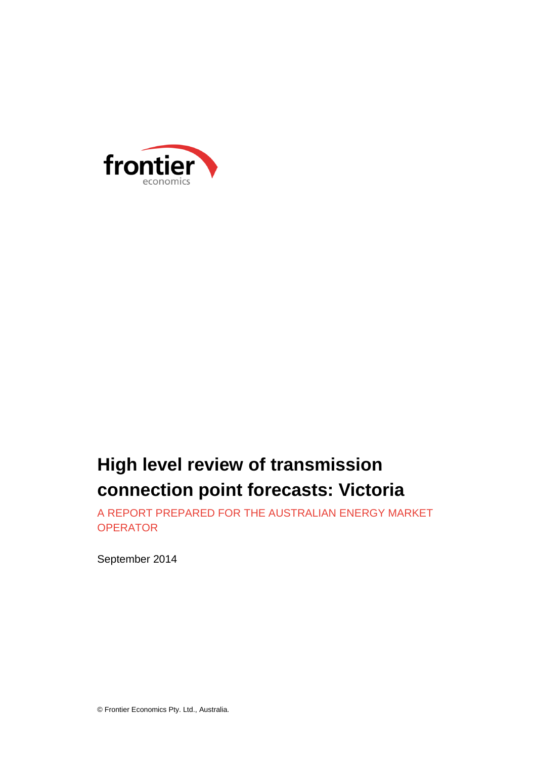frontier economics

# High level review of transmission connection point forecasts: Victoria

A REPORT PREPARED FOR THE AUSTRALIAN ENERGY MARKET OPERATOR

September 2014

© Frontier Economics Pty. Ltd., Australia.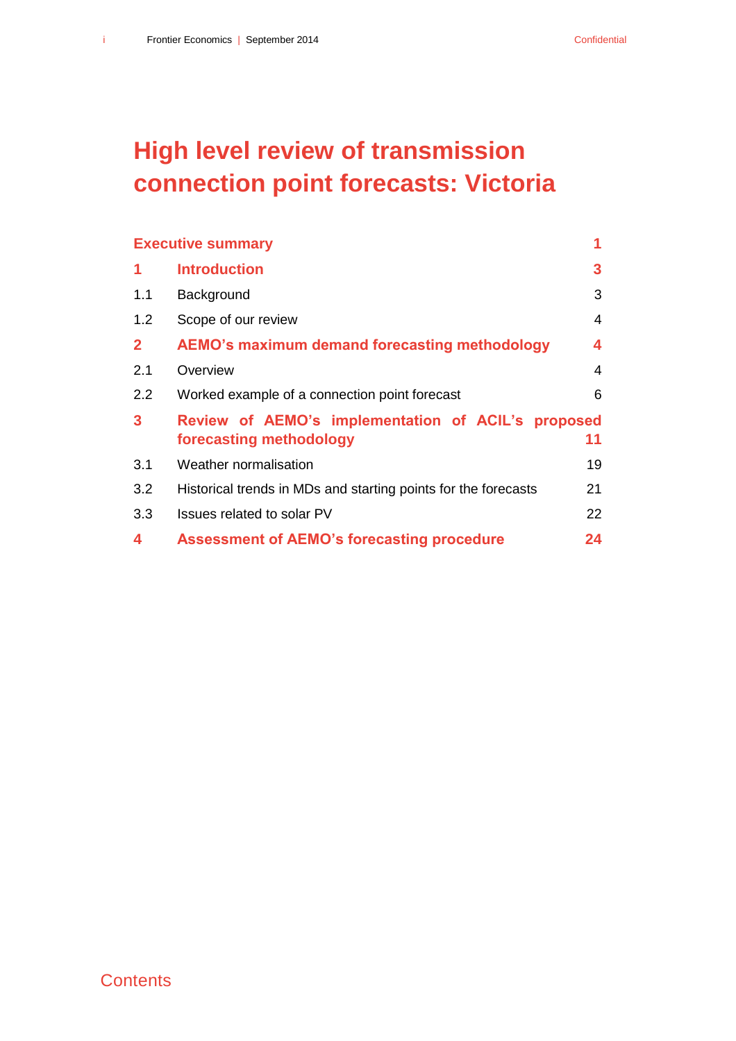# High level review of transmission connection point forecasts: Victoria

| | | |
|---|---|---|
| **Executive summary** | | **1** |
| **1** | **Introduction** | **3** |
| 1.1 | Background | 3 |
| 1.2 | Scope of our review | 4 |
| **2** | **AEMO's maximum demand forecasting methodology** | **4** |
| 2.1 | Overview | 4 |
| 2.2 | Worked example of a connection point forecast | 6 |
| **3** | **Review of AEMO's implementation of ACIL's proposed forecasting methodology** | **11** |
| 3.1 | Weather normalisation | 19 |
| 3.2 | Historical trends in MDs and starting points for the forecasts | 21 |
| 3.3 | Issues related to solar PV | 22 |
| **4** | **Assessment of AEMO's forecasting procedure** | **24** |

Contents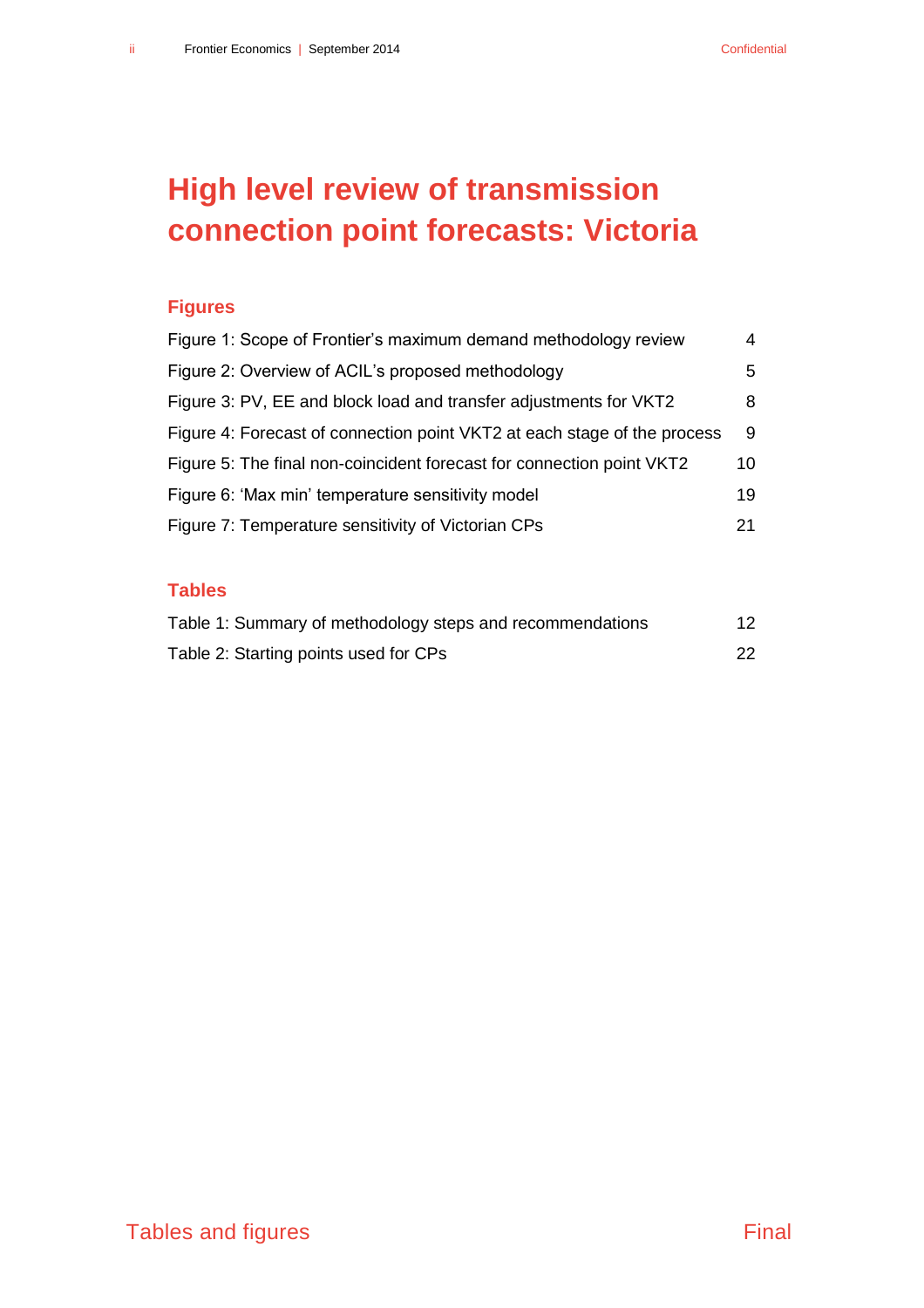# High level review of transmission connection point forecasts: Victoria

## Figures

| | |
|---|---|
| Figure 1: Scope of Frontier's maximum demand methodology review | 4 |
| Figure 2: Overview of ACIL's proposed methodology | 5 |
| Figure 3: PV, EE and block load and transfer adjustments for VKT2 | 8 |
| Figure 4: Forecast of connection point VKT2 at each stage of the process | 9 |
| Figure 5: The final non-coincident forecast for connection point VKT2 | 10 |
| Figure 6: 'Max min' temperature sensitivity model | 19 |
| Figure 7: Temperature sensitivity of Victorian CPs | 21 |

## Tables

| | |
|---|---|
| Table 1: Summary of methodology steps and recommendations | 12 |
| Table 2: Starting points used for CPs | 22 |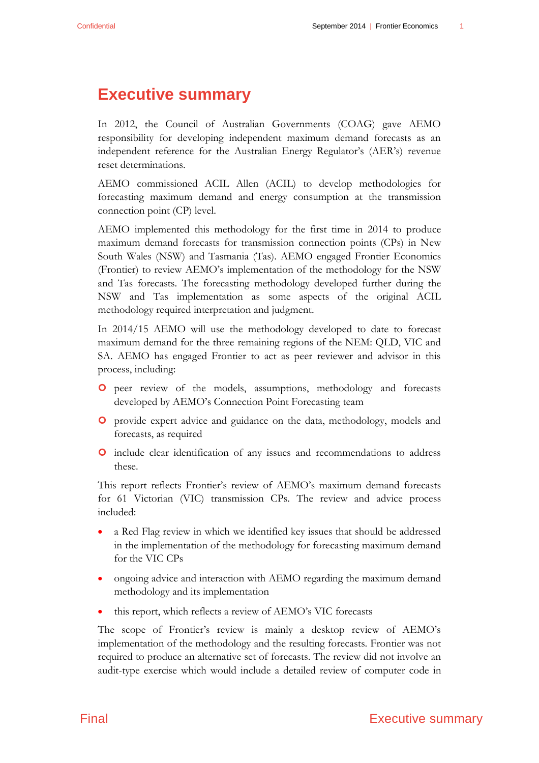# Executive summary

In 2012, the Council of Australian Governments (COAG) gave AEMO responsibility for developing independent maximum demand forecasts as an independent reference for the Australian Energy Regulator's (AER's) revenue reset determinations.

AEMO commissioned ACIL Allen (ACIL) to develop methodologies for forecasting maximum demand and energy consumption at the transmission connection point (CP) level.

AEMO implemented this methodology for the first time in 2014 to produce maximum demand forecasts for transmission connection points (CPs) in New South Wales (NSW) and Tasmania (Tas). AEMO engaged Frontier Economics (Frontier) to review AEMO's implementation of the methodology for the NSW and Tas forecasts. The forecasting methodology developed further during the NSW and Tas implementation as some aspects of the original ACIL methodology required interpretation and judgment.

In 2014/15 AEMO will use the methodology developed to date to forecast maximum demand for the three remaining regions of the NEM: QLD, VIC and SA. AEMO has engaged Frontier to act as peer reviewer and advisor in this process, including:

- peer review of the models, assumptions, methodology and forecasts developed by AEMO's Connection Point Forecasting team
- provide expert advice and guidance on the data, methodology, models and forecasts, as required
- include clear identification of any issues and recommendations to address these.

This report reflects Frontier's review of AEMO's maximum demand forecasts for 61 Victorian (VIC) transmission CPs. The review and advice process included:

- a Red Flag review in which we identified key issues that should be addressed in the implementation of the methodology for forecasting maximum demand for the VIC CPs
- ongoing advice and interaction with AEMO regarding the maximum demand methodology and its implementation
- this report, which reflects a review of AEMO's VIC forecasts

The scope of Frontier's review is mainly a desktop review of AEMO's implementation of the methodology and the resulting forecasts. Frontier was not required to produce an alternative set of forecasts. The review did not involve an audit-type exercise which would include a detailed review of computer code in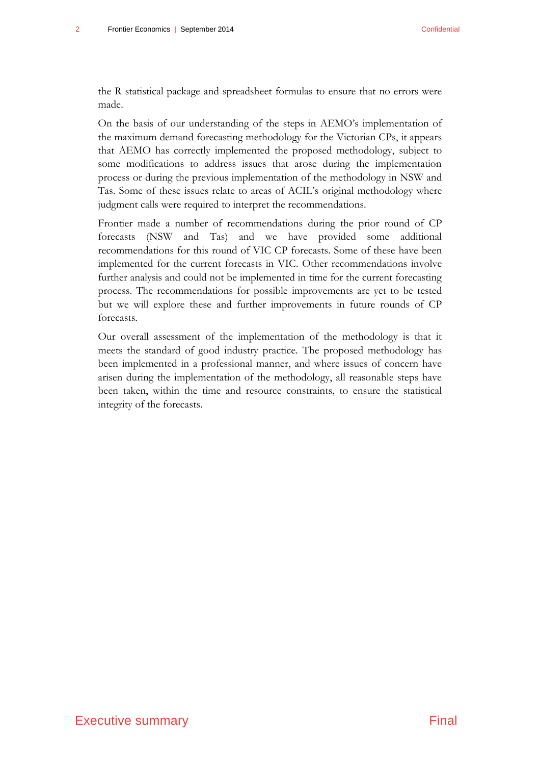the R statistical package and spreadsheet formulas to ensure that no errors were made.

On the basis of our understanding of the steps in AEMO's implementation of the maximum demand forecasting methodology for the Victorian CPs, it appears that AEMO has correctly implemented the proposed methodology, subject to some modifications to address issues that arose during the implementation process or during the previous implementation of the methodology in NSW and Tas. Some of these issues relate to areas of ACIL's original methodology where judgment calls were required to interpret the recommendations.

Frontier made a number of recommendations during the prior round of CP forecasts (NSW and Tas) and we have provided some additional recommendations for this round of VIC CP forecasts. Some of these have been implemented for the current forecasts in VIC. Other recommendations involve further analysis and could not be implemented in time for the current forecasting process. The recommendations for possible improvements are yet to be tested but we will explore these and further improvements in future rounds of CP forecasts.

Our overall assessment of the implementation of the methodology is that it meets the standard of good industry practice. The proposed methodology has been implemented in a professional manner, and where issues of concern have arisen during the implementation of the methodology, all reasonable steps have been taken, within the time and resource constraints, to ensure the statistical integrity of the forecasts.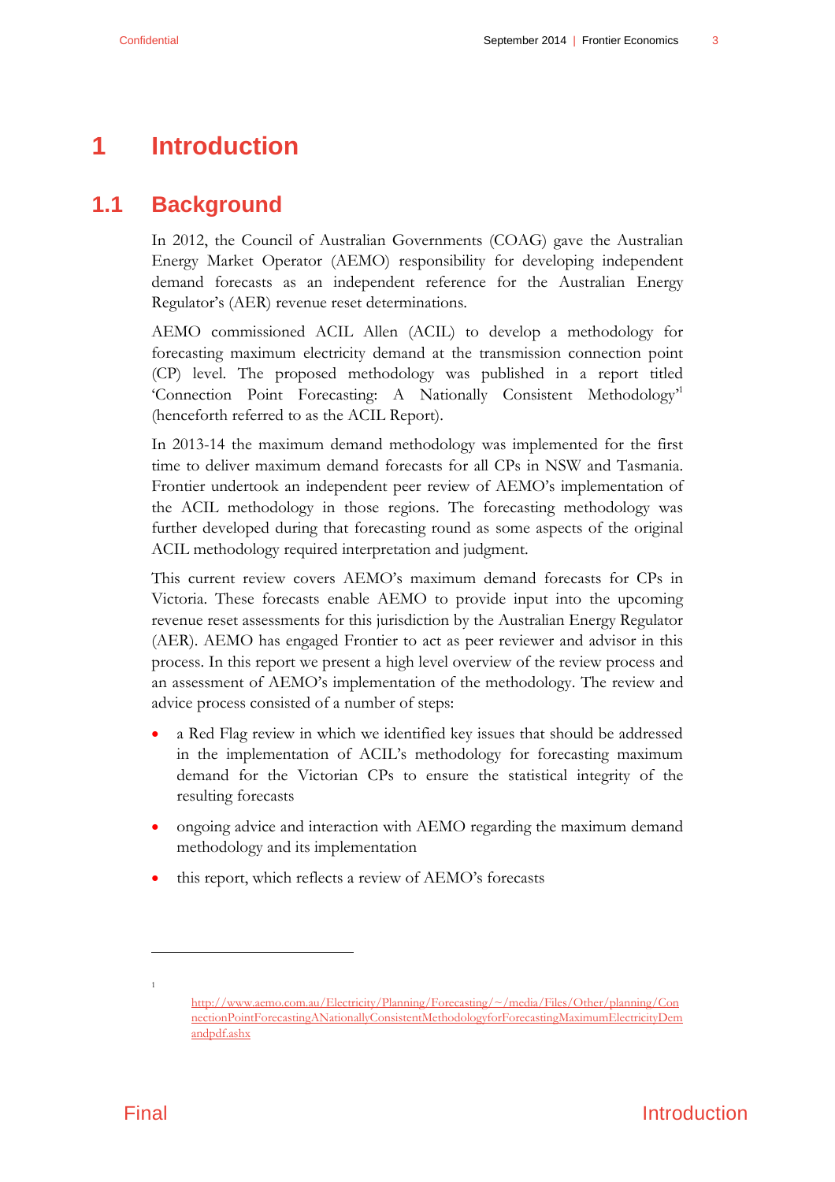# 1 Introduction

## 1.1 Background

In 2012, the Council of Australian Governments (COAG) gave the Australian Energy Market Operator (AEMO) responsibility for developing independent demand forecasts as an independent reference for the Australian Energy Regulator's (AER) revenue reset determinations.

AEMO commissioned ACIL Allen (ACIL) to develop a methodology for forecasting maximum electricity demand at the transmission connection point (CP) level. The proposed methodology was published in a report titled 'Connection Point Forecasting: A Nationally Consistent Methodology'[1] (henceforth referred to as the ACIL Report).

In 2013-14 the maximum demand methodology was implemented for the first time to deliver maximum demand forecasts for all CPs in NSW and Tasmania. Frontier undertook an independent peer review of AEMO's implementation of the ACIL methodology in those regions. The forecasting methodology was further developed during that forecasting round as some aspects of the original ACIL methodology required interpretation and judgment.

This current review covers AEMO's maximum demand forecasts for CPs in Victoria. These forecasts enable AEMO to provide input into the upcoming revenue reset assessments for this jurisdiction by the Australian Energy Regulator (AER). AEMO has engaged Frontier to act as peer reviewer and advisor in this process. In this report we present a high level overview of the review process and an assessment of AEMO's implementation of the methodology. The review and advice process consisted of a number of steps:

- a Red Flag review in which we identified key issues that should be addressed in the implementation of ACIL's methodology for forecasting maximum demand for the Victorian CPs to ensure the statistical integrity of the resulting forecasts
- ongoing advice and interaction with AEMO regarding the maximum demand methodology and its implementation
- this report, which reflects a review of AEMO's forecasts

[1] http://www.aemo.com.au/Electricity/Planning/Forecasting/~/media/Files/Other/planning/ConnectionPointForecastingANationallyConsistentMethodologyforForecastingMaximumElectricityDemandpdf.ashx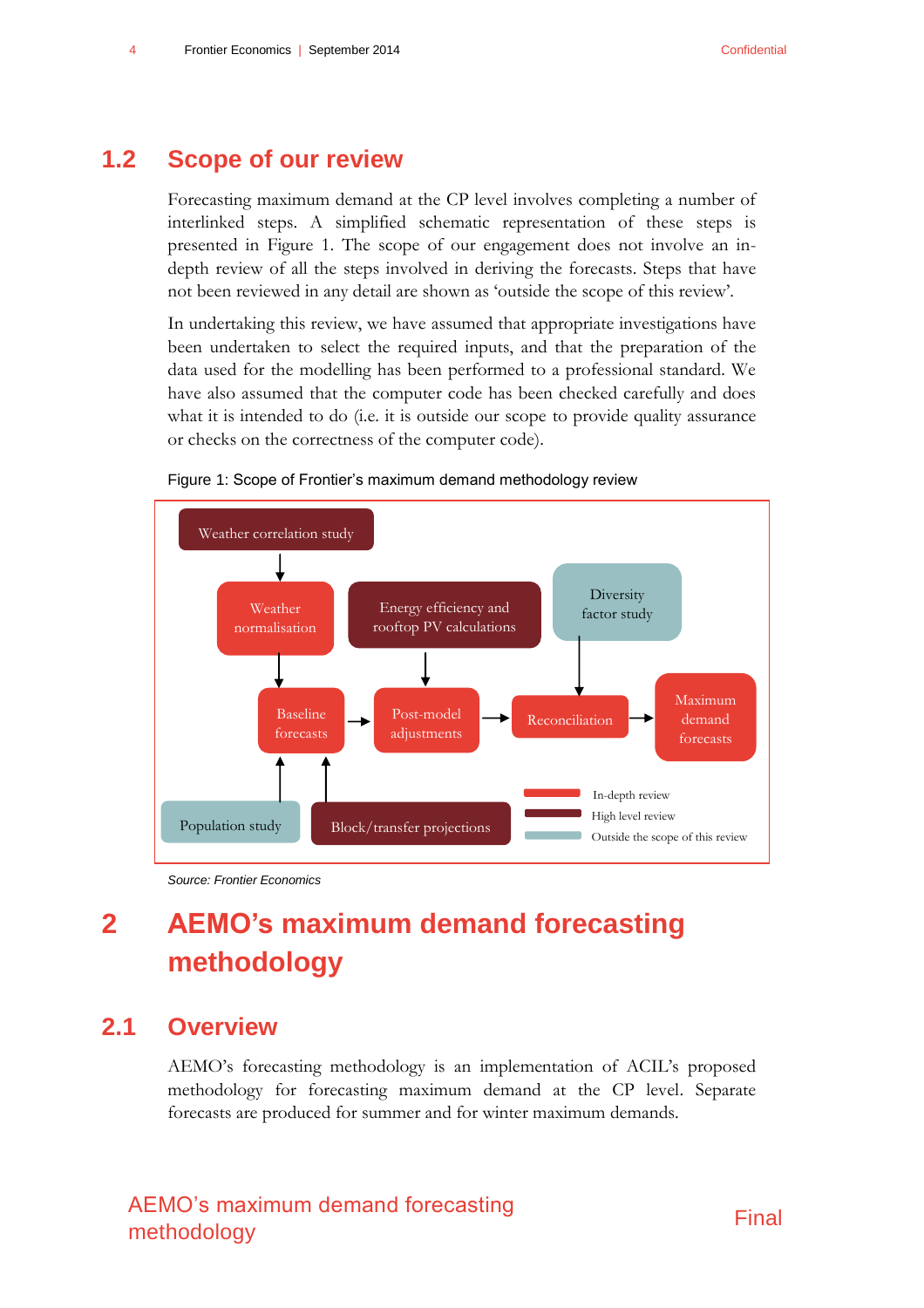## 1.2 Scope of our review

Forecasting maximum demand at the CP level involves completing a number of interlinked steps. A simplified schematic representation of these steps is presented in Figure 1. The scope of our engagement does not involve an in-depth review of all the steps involved in deriving the forecasts. Steps that have not been reviewed in any detail are shown as 'outside the scope of this review'.

In undertaking this review, we have assumed that appropriate investigations have been undertaken to select the required inputs, and that the preparation of the data used for the modelling has been performed to a professional standard. We have also assumed that the computer code has been checked carefully and does what it is intended to do (i.e. it is outside our scope to provide quality assurance or checks on the correctness of the computer code).

Figure 1: Scope of Frontier's maximum demand methodology review

Weather correlation study → Weather normalisation → Baseline forecasts → Post-model adjustments → Reconciliation → Maximum demand forecasts

Energy efficiency and rooftop PV calculations → Post-model adjustments

Diversity factor study → Reconciliation

Population study → Baseline forecasts

Block/transfer projections → Baseline forecasts

Legend: In-depth review; High level review; Outside the scope of this review

*Source: Frontier Economics*

# 2 AEMO's maximum demand forecasting methodology

## 2.1 Overview

AEMO's forecasting methodology is an implementation of ACIL's proposed methodology for forecasting maximum demand at the CP level. Separate forecasts are produced for summer and for winter maximum demands.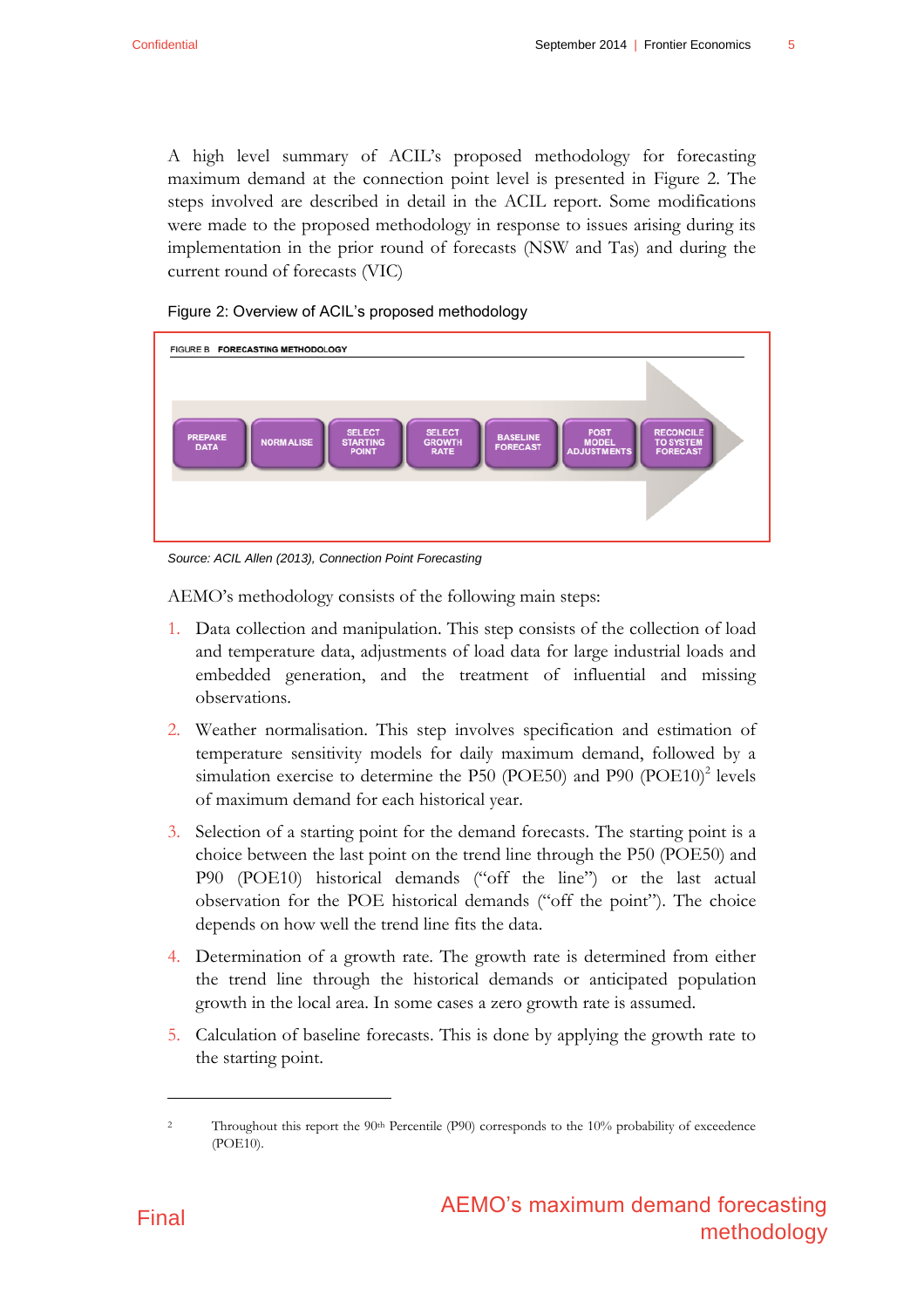A high level summary of ACIL's proposed methodology for forecasting maximum demand at the connection point level is presented in Figure 2. The steps involved are described in detail in the ACIL report. Some modifications were made to the proposed methodology in response to issues arising during its implementation in the prior round of forecasts (NSW and Tas) and during the current round of forecasts (VIC)

Figure 2: Overview of ACIL's proposed methodology

FIGURE B FORECASTING METHODOLOGY

PREPARE DATA → NORMALISE → SELECT STARTING POINT → SELECT GROWTH RATE → BASELINE FORECAST → POST MODEL ADJUSTMENTS → RECONCILE TO SYSTEM FORECAST

*Source: ACIL Allen (2013), Connection Point Forecasting*

AEMO's methodology consists of the following main steps:

1. Data collection and manipulation. This step consists of the collection of load and temperature data, adjustments of load data for large industrial loads and embedded generation, and the treatment of influential and missing observations.
2. Weather normalisation. This step involves specification and estimation of temperature sensitivity models for daily maximum demand, followed by a simulation exercise to determine the P50 (POE50) and P90 (POE10)[2] levels of maximum demand for each historical year.
3. Selection of a starting point for the demand forecasts. The starting point is a choice between the last point on the trend line through the P50 (POE50) and P90 (POE10) historical demands ("off the line") or the last actual observation for the POE historical demands ("off the point"). The choice depends on how well the trend line fits the data.
4. Determination of a growth rate. The growth rate is determined from either the trend line through the historical demands or anticipated population growth in the local area. In some cases a zero growth rate is assumed.
5. Calculation of baseline forecasts. This is done by applying the growth rate to the starting point.

---

[2] Throughout this report the 90th Percentile (P90) corresponds to the 10% probability of exceedence (POE10).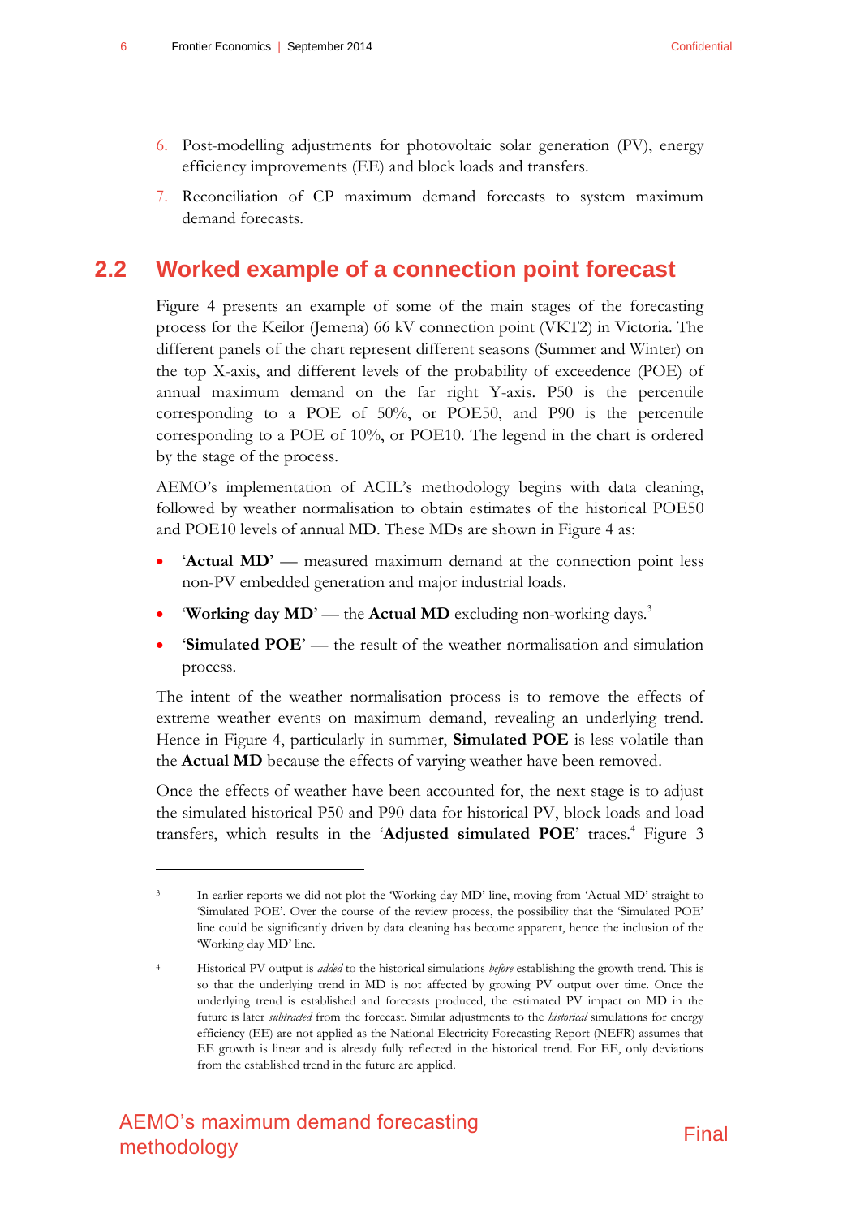6. Post-modelling adjustments for photovoltaic solar generation (PV), energy efficiency improvements (EE) and block loads and transfers.

7. Reconciliation of CP maximum demand forecasts to system maximum demand forecasts.

## 2.2 Worked example of a connection point forecast

Figure 4 presents an example of some of the main stages of the forecasting process for the Keilor (Jemena) 66 kV connection point (VKT2) in Victoria. The different panels of the chart represent different seasons (Summer and Winter) on the top X-axis, and different levels of the probability of exceedence (POE) of annual maximum demand on the far right Y-axis. P50 is the percentile corresponding to a POE of 50%, or POE50, and P90 is the percentile corresponding to a POE of 10%, or POE10. The legend in the chart is ordered by the stage of the process.

AEMO's implementation of ACIL's methodology begins with data cleaning, followed by weather normalisation to obtain estimates of the historical POE50 and POE10 levels of annual MD. These MDs are shown in Figure 4 as:

- '**Actual MD**' — measured maximum demand at the connection point less non-PV embedded generation and major industrial loads.
- '**Working day MD**' — the **Actual MD** excluding non-working days.[3]
- '**Simulated POE**' — the result of the weather normalisation and simulation process.

The intent of the weather normalisation process is to remove the effects of extreme weather events on maximum demand, revealing an underlying trend. Hence in Figure 4, particularly in summer, **Simulated POE** is less volatile than the **Actual MD** because the effects of varying weather have been removed.

Once the effects of weather have been accounted for, the next stage is to adjust the simulated historical P50 and P90 data for historical PV, block loads and load transfers, which results in the '**Adjusted simulated POE**' traces.[4] Figure 3

---

[3] In earlier reports we did not plot the 'Working day MD' line, moving from 'Actual MD' straight to 'Simulated POE'. Over the course of the review process, the possibility that the 'Simulated POE' line could be significantly driven by data cleaning has become apparent, hence the inclusion of the 'Working day MD' line.

[4] Historical PV output is *added* to the historical simulations *before* establishing the growth trend. This is so that the underlying trend in MD is not affected by growing PV output over time. Once the underlying trend is established and forecasts produced, the estimated PV impact on MD in the future is later *subtracted* from the forecast. Similar adjustments to the *historical* simulations for energy efficiency (EE) are not applied as the National Electricity Forecasting Report (NEFR) assumes that EE growth is linear and is already fully reflected in the historical trend. For EE, only deviations from the established trend in the future are applied.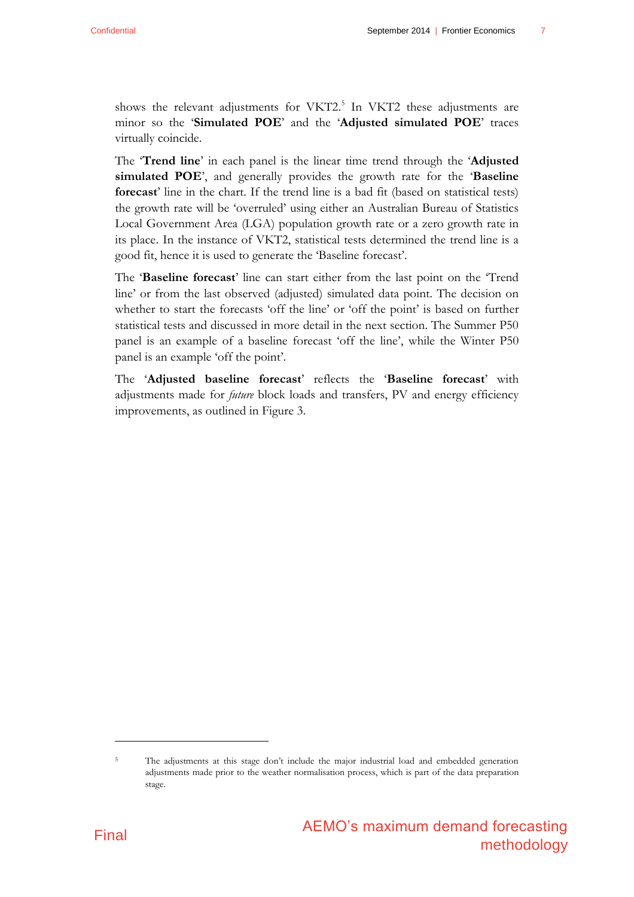shows the relevant adjustments for VKT2.[5] In VKT2 these adjustments are minor so the '**Simulated POE**' and the '**Adjusted simulated POE**' traces virtually coincide.

The '**Trend line**' in each panel is the linear time trend through the '**Adjusted simulated POE**', and generally provides the growth rate for the '**Baseline forecast**' line in the chart. If the trend line is a bad fit (based on statistical tests) the growth rate will be 'overruled' using either an Australian Bureau of Statistics Local Government Area (LGA) population growth rate or a zero growth rate in its place. In the instance of VKT2, statistical tests determined the trend line is a good fit, hence it is used to generate the 'Baseline forecast'.

The '**Baseline forecast**' line can start either from the last point on the 'Trend line' or from the last observed (adjusted) simulated data point. The decision on whether to start the forecasts 'off the line' or 'off the point' is based on further statistical tests and discussed in more detail in the next section. The Summer P50 panel is an example of a baseline forecast 'off the line', while the Winter P50 panel is an example 'off the point'.

The '**Adjusted baseline forecast**' reflects the '**Baseline forecast**' with adjustments made for *future* block loads and transfers, PV and energy efficiency improvements, as outlined in Figure 3.

[5] The adjustments at this stage don't include the major industrial load and embedded generation adjustments made prior to the weather normalisation process, which is part of the data preparation stage.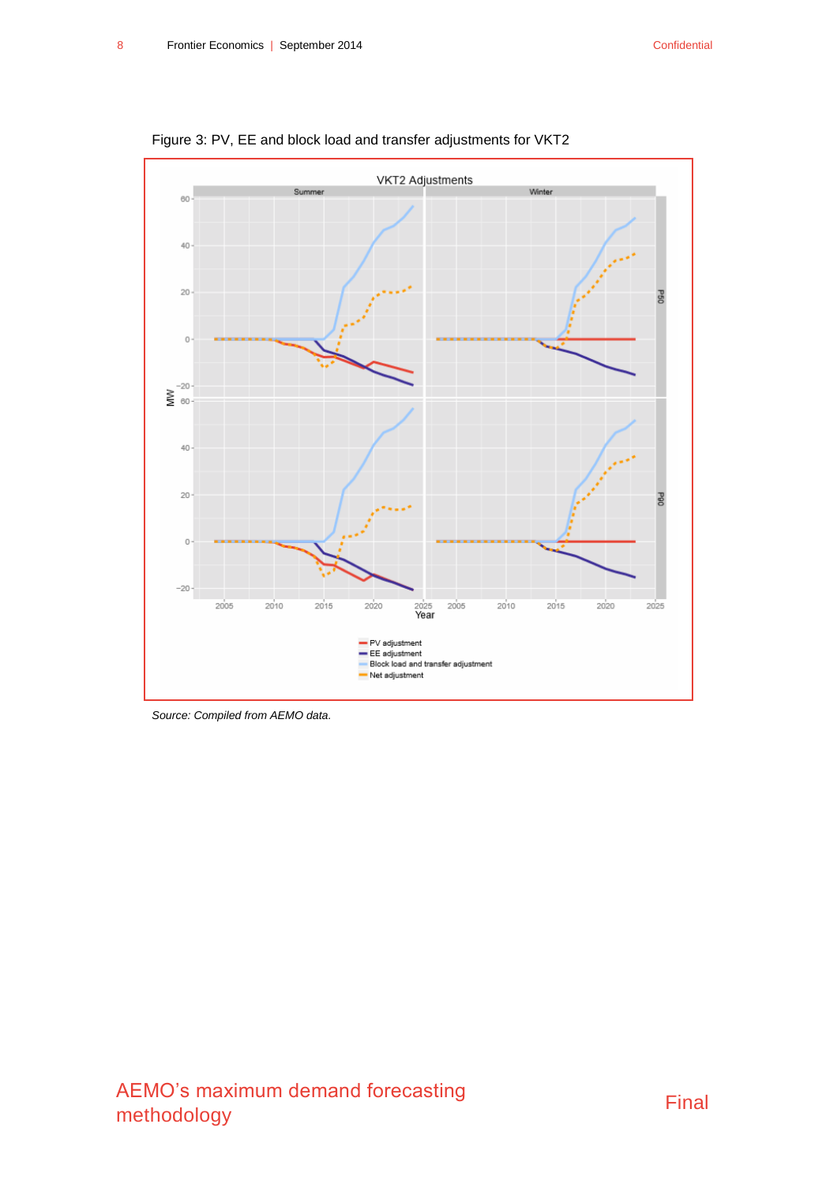Figure 3: PV, EE and block load and transfer adjustments for VKT2

*Source: Compiled from AEMO data.*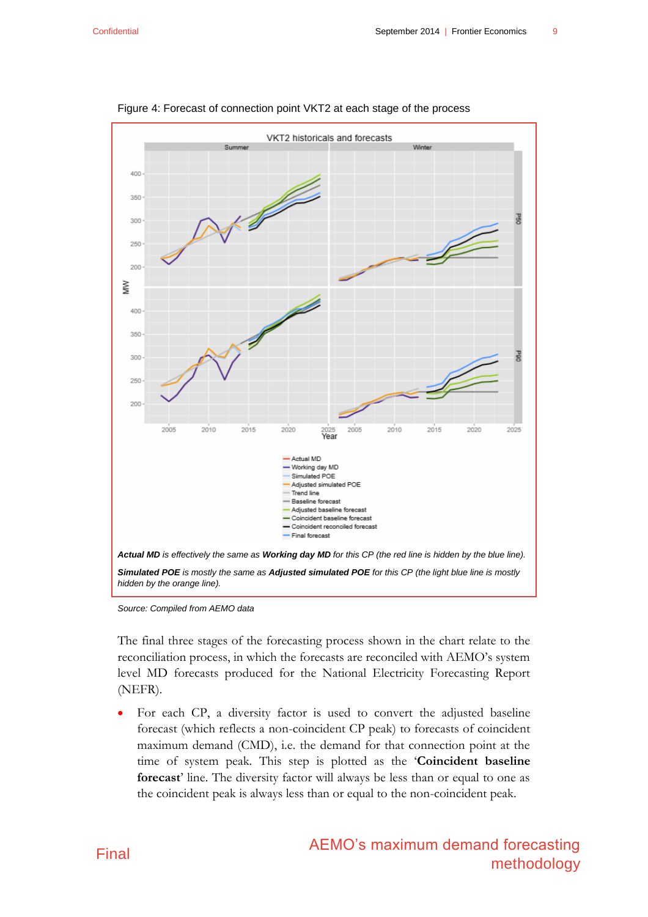Figure 4: Forecast of connection point VKT2 at each stage of the process

***Actual MD*** *is effectively the same as* ***Working day MD*** *for this CP (the red line is hidden by the blue line).*

***Simulated POE*** *is mostly the same as* ***Adjusted simulated POE*** *for this CP (the light blue line is mostly hidden by the orange line).*

*Source: Compiled from AEMO data*

The final three stages of the forecasting process shown in the chart relate to the reconciliation process, in which the forecasts are reconciled with AEMO's system level MD forecasts produced for the National Electricity Forecasting Report (NEFR).

- For each CP, a diversity factor is used to convert the adjusted baseline forecast (which reflects a non-coincident CP peak) to forecasts of coincident maximum demand (CMD), i.e. the demand for that connection point at the time of system peak. This step is plotted as the '**Coincident baseline forecast**' line. The diversity factor will always be less than or equal to one as the coincident peak is always less than or equal to the non-coincident peak.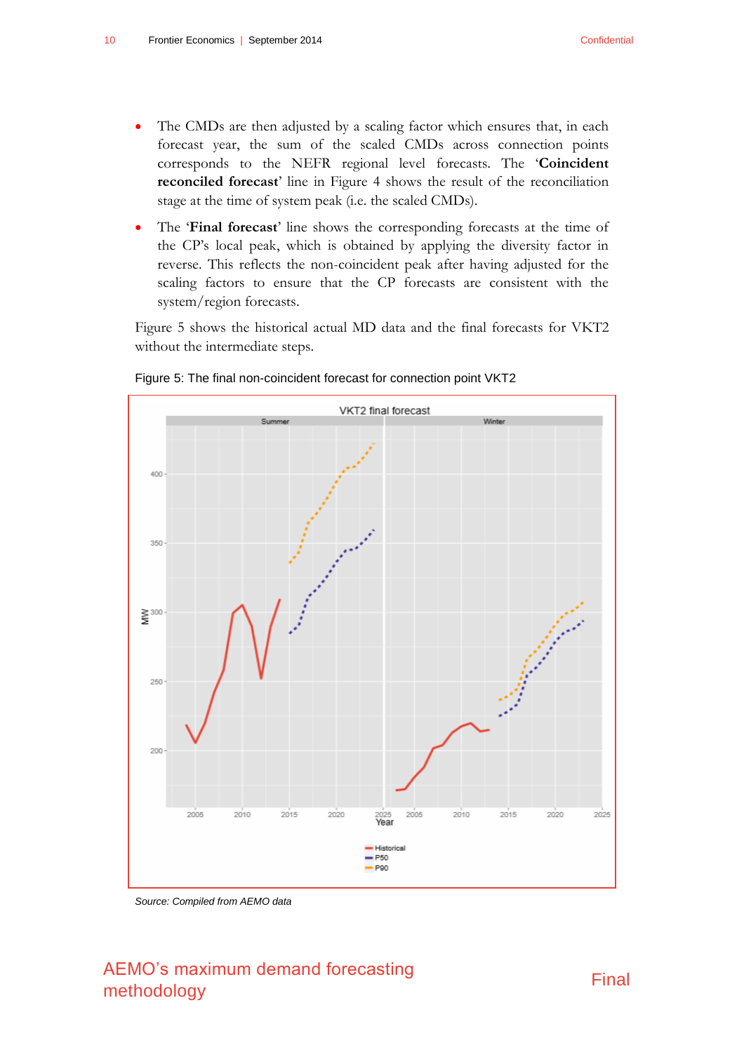- The CMDs are then adjusted by a scaling factor which ensures that, in each forecast year, the sum of the scaled CMDs across connection points corresponds to the NEFR regional level forecasts. The '**Coincident reconciled forecast**' line in Figure 4 shows the result of the reconciliation stage at the time of system peak (i.e. the scaled CMDs).
- The '**Final forecast**' line shows the corresponding forecasts at the time of the CP's local peak, which is obtained by applying the diversity factor in reverse. This reflects the non-coincident peak after having adjusted for the scaling factors to ensure that the CP forecasts are consistent with the system/region forecasts.

Figure 5 shows the historical actual MD data and the final forecasts for VKT2 without the intermediate steps.

Figure 5: The final non-coincident forecast for connection point VKT2

*Source: Compiled from AEMO data*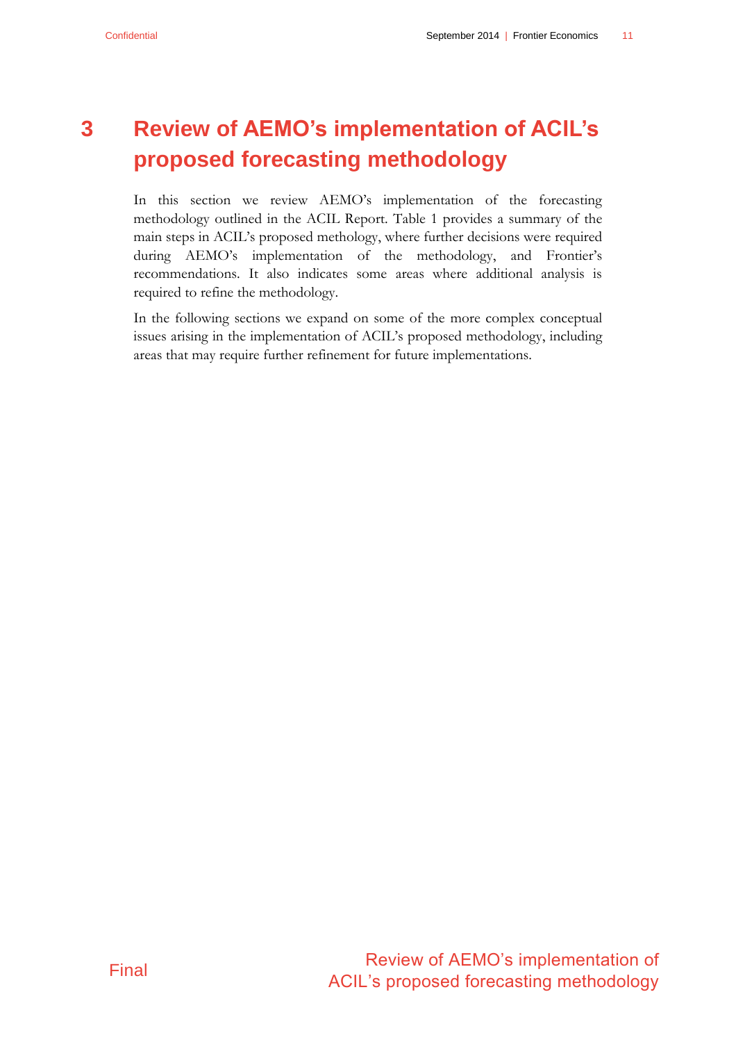# 3 Review of AEMO's implementation of ACIL's proposed forecasting methodology

In this section we review AEMO's implementation of the forecasting methodology outlined in the ACIL Report. Table 1 provides a summary of the main steps in ACIL's proposed methology, where further decisions were required during AEMO's implementation of the methodology, and Frontier's recommendations. It also indicates some areas where additional analysis is required to refine the methodology.

In the following sections we expand on some of the more complex conceptual issues arising in the implementation of ACIL's proposed methodology, including areas that may require further refinement for future implementations.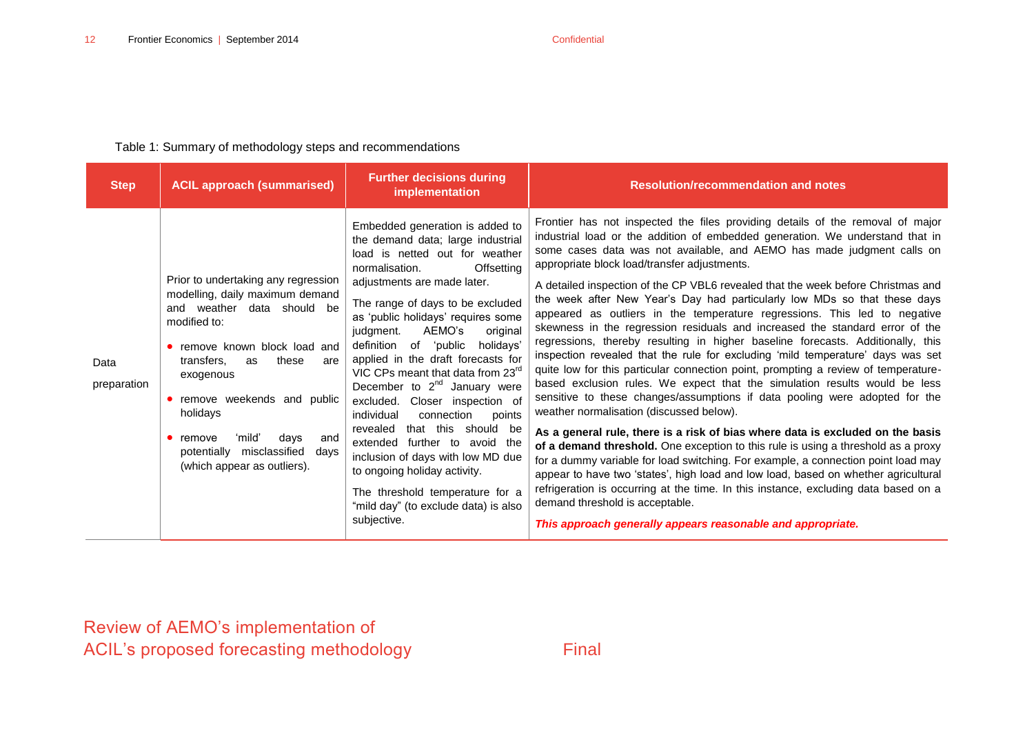Table 1: Summary of methodology steps and recommendations

| Step | ACIL approach (summarised) | Further decisions during implementation | Resolution/recommendation and notes |
|---|---|---|---|
| Data preparation | Prior to undertaking any regression modelling, daily maximum demand and weather data should be modified to: <br>• remove known block load and transfers, as these are exogenous <br>• remove weekends and public holidays <br>• remove 'mild' days and potentially misclassified days (which appear as outliers). | Embedded generation is added to the demand data; large industrial load is netted out for weather normalisation. Offsetting adjustments are made later. <br><br>The range of days to be excluded as 'public holidays' requires some judgment. AEMO's original definition of 'public holidays' applied in the draft forecasts for VIC CPs meant that data from 23rd December to 2nd January were excluded. Closer inspection of individual connection points revealed that this should be extended further to avoid the inclusion of days with low MD due to ongoing holiday activity. <br><br>The threshold temperature for a "mild day" (to exclude data) is also subjective. | Frontier has not inspected the files providing details of the removal of major industrial load or the addition of embedded generation. We understand that in some cases data was not available, and AEMO has made judgment calls on appropriate block load/transfer adjustments. <br><br>A detailed inspection of the CP VBL6 revealed that the week before Christmas and the week after New Year's Day had particularly low MDs so that these days appeared as outliers in the temperature regressions. This led to negative skewness in the regression residuals and increased the standard error of the regressions, thereby resulting in higher baseline forecasts. Additionally, this inspection revealed that the rule for excluding 'mild temperature' days was set quite low for this particular connection point, prompting a review of temperature-based exclusion rules. We expect that the simulation results would be less sensitive to these changes/assumptions if data pooling were adopted for the weather normalisation (discussed below). <br><br>**As a general rule, there is a risk of bias where data is excluded on the basis of a demand threshold.** One exception to this rule is using a threshold as a proxy for a dummy variable for load switching. For example, a connection point load may appear to have two 'states', high load and low load, based on whether agricultural refrigeration is occurring at the time. In this instance, excluding data based on a demand threshold is acceptable. <br><br>***This approach generally appears reasonable and appropriate.*** |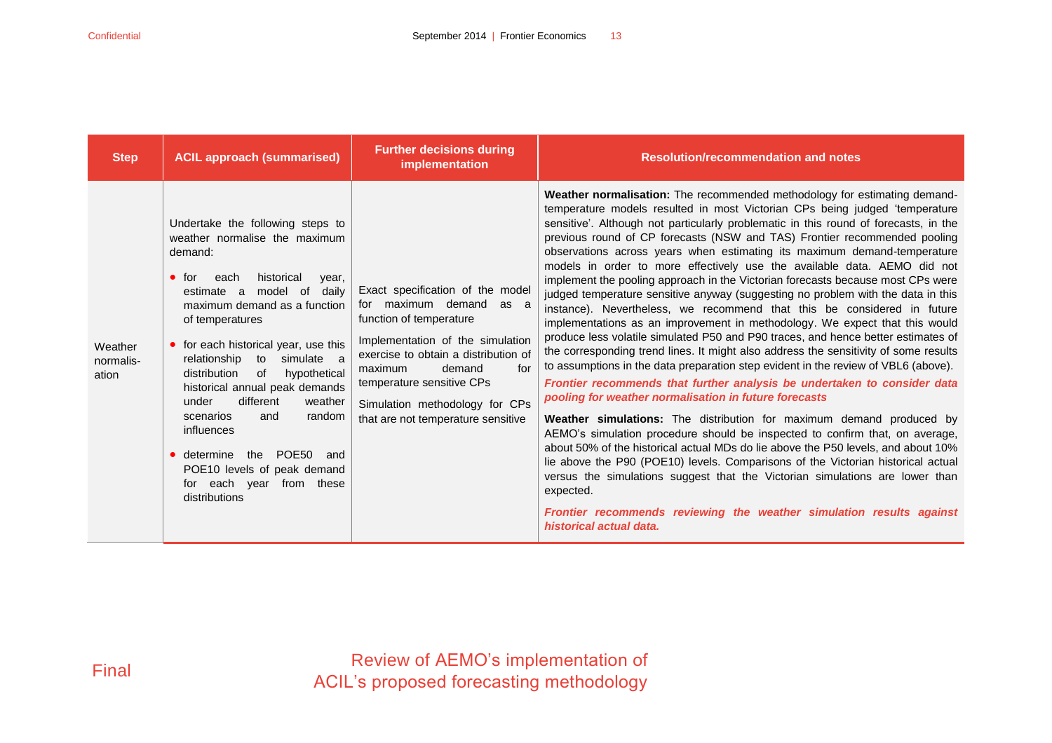| Step | ACIL approach (summarised) | Further decisions during implementation | Resolution/recommendation and notes |
|---|---|---|---|
| Weather normalis-ation | Undertake the following steps to weather normalise the maximum demand:<br>• for each historical year, estimate a model of daily maximum demand as a function of temperatures<br>• for each historical year, use this relationship to simulate a distribution of hypothetical historical annual peak demands under different weather scenarios and random influences<br>• determine the POE50 and POE10 levels of peak demand for each year from these distributions | Exact specification of the model for maximum demand as a function of temperature<br><br>Implementation of the simulation exercise to obtain a distribution of maximum demand for temperature sensitive CPs<br><br>Simulation methodology for CPs that are not temperature sensitive | **Weather normalisation:** The recommended methodology for estimating demand-temperature models resulted in most Victorian CPs being judged 'temperature sensitive'. Although not particularly problematic in this round of forecasts, in the previous round of CP forecasts (NSW and TAS) Frontier recommended pooling observations across years when estimating its maximum demand-temperature models in order to more effectively use the available data. AEMO did not implement the pooling approach in the Victorian forecasts because most CPs were judged temperature sensitive anyway (suggesting no problem with the data in this instance). Nevertheless, we recommend that this be considered in future implementations as an improvement in methodology. We expect that this would produce less volatile simulated P50 and P90 traces, and hence better estimates of the corresponding trend lines. It might also address the sensitivity of some results to assumptions in the data preparation step evident in the review of VBL6 (above).<br><br>***Frontier recommends that further analysis be undertaken to consider data pooling for weather normalisation in future forecasts***<br><br>**Weather simulations:** The distribution for maximum demand produced by AEMO's simulation procedure should be inspected to confirm that, on average, about 50% of the historical actual MDs do lie above the P50 levels, and about 10% lie above the P90 (POE10) levels. Comparisons of the Victorian historical actual versus the simulations suggest that the Victorian simulations are lower than expected.<br><br>***Frontier recommends reviewing the weather simulation results against historical actual data.*** |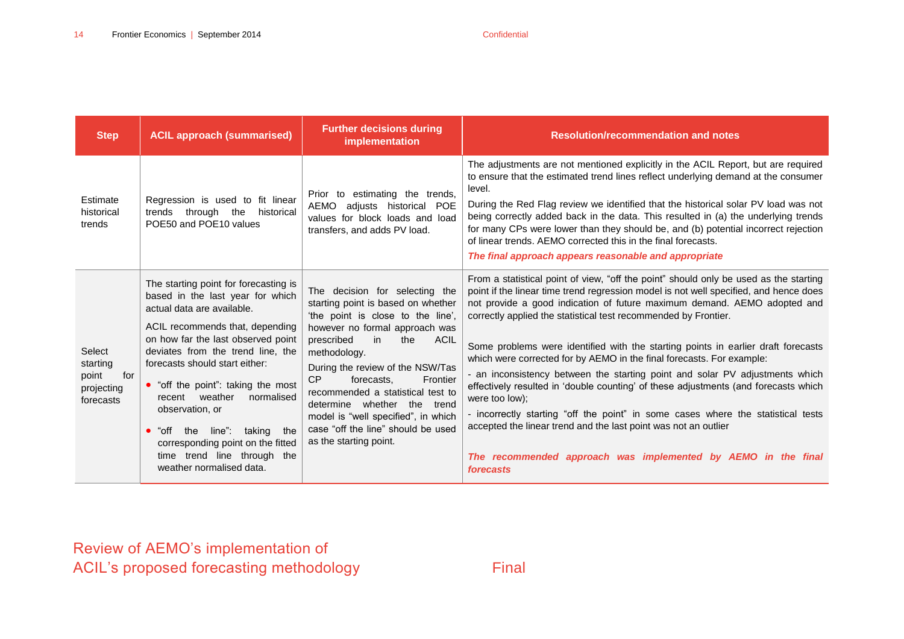| Step | ACIL approach (summarised) | Further decisions during implementation | Resolution/recommendation and notes |
|---|---|---|---|
| Estimate historical trends | Regression is used to fit linear trends through the historical POE50 and POE10 values | Prior to estimating the trends, AEMO adjusts historical POE values for block loads and load transfers, and adds PV load. | The adjustments are not mentioned explicitly in the ACIL Report, but are required to ensure that the estimated trend lines reflect underlying demand at the consumer level.<br><br>During the Red Flag review we identified that the historical solar PV load was not being correctly added back in the data. This resulted in (a) the underlying trends for many CPs were lower than they should be, and (b) potential incorrect rejection of linear trends. AEMO corrected this in the final forecasts.<br><br>***The final approach appears reasonable and appropriate*** |
| Select starting point for projecting forecasts | The starting point for forecasting is based in the last year for which actual data are available.<br><br>ACIL recommends that, depending on how far the last observed point deviates from the trend line, the forecasts should start either:<br><br>• "off the point": taking the most recent weather normalised observation, or<br><br>• "off the line": taking the corresponding point on the fitted time trend line through the weather normalised data. | The decision for selecting the starting point is based on whether 'the point is close to the line', however no formal approach was prescribed in the ACIL methodology.<br><br>During the review of the NSW/Tas CP forecasts, Frontier recommended a statistical test to determine whether the trend model is "well specified", in which case "off the line" should be used as the starting point. | From a statistical point of view, "off the point" should only be used as the starting point if the linear time trend regression model is not well specified, and hence does not provide a good indication of future maximum demand. AEMO adopted and correctly applied the statistical test recommended by Frontier.<br><br>Some problems were identified with the starting points in earlier draft forecasts which were corrected for by AEMO in the final forecasts. For example:<br><br>- an inconsistency between the starting point and solar PV adjustments which effectively resulted in 'double counting' of these adjustments (and forecasts which were too low);<br><br>- incorrectly starting "off the point" in some cases where the statistical tests accepted the linear trend and the last point was not an outlier<br><br>***The recommended approach was implemented by AEMO in the final forecasts*** |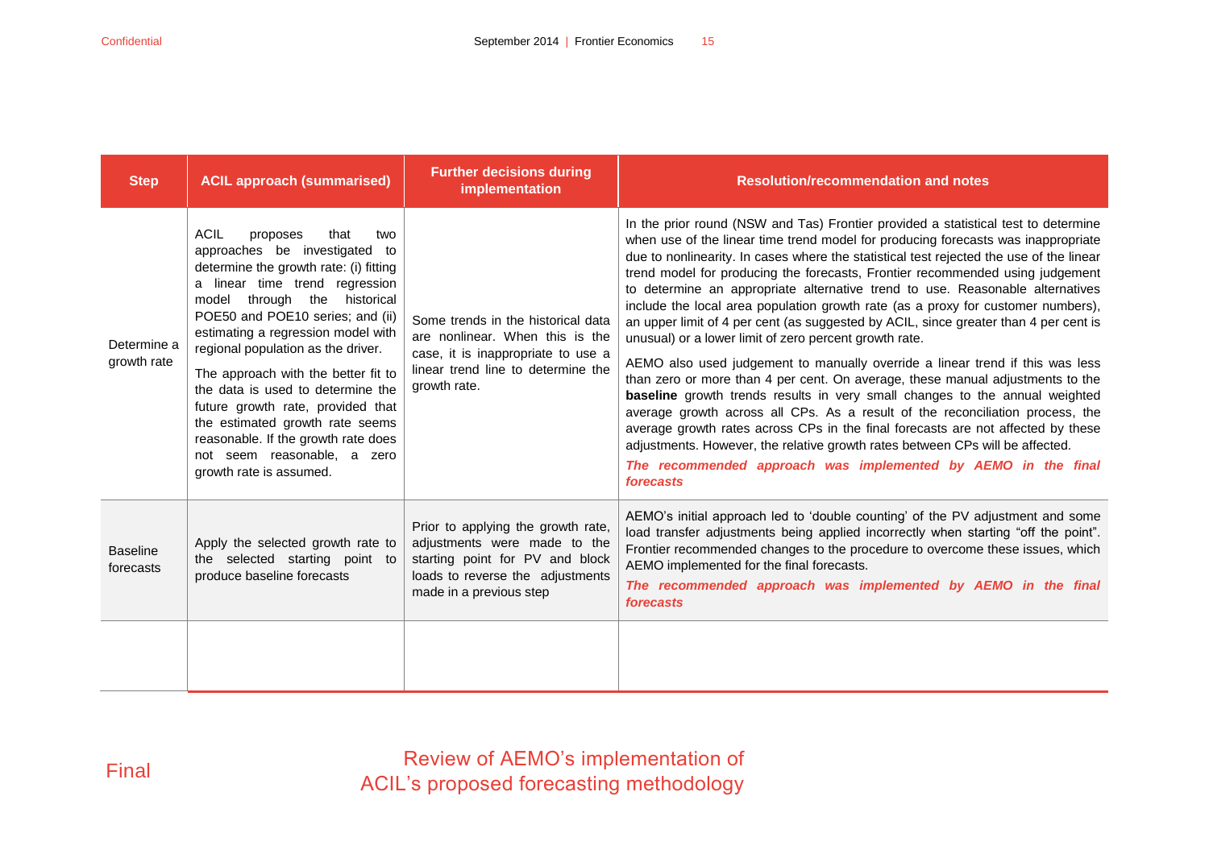| Step | ACIL approach (summarised) | Further decisions during implementation | Resolution/recommendation and notes |
|---|---|---|---|
| Determine a growth rate | ACIL proposes that two approaches be investigated to determine the growth rate: (i) fitting a linear time trend regression model through the historical POE50 and POE10 series; and (ii) estimating a regression model with regional population as the driver.<br><br>The approach with the better fit to the data is used to determine the future growth rate, provided that the estimated growth rate seems reasonable. If the growth rate does not seem reasonable, a zero growth rate is assumed. | Some trends in the historical data are nonlinear. When this is the case, it is inappropriate to use a linear trend line to determine the growth rate. | In the prior round (NSW and Tas) Frontier provided a statistical test to determine when use of the linear time trend model for producing forecasts was inappropriate due to nonlinearity. In cases where the statistical test rejected the use of the linear trend model for producing the forecasts, Frontier recommended using judgement to determine an appropriate alternative trend to use. Reasonable alternatives include the local area population growth rate (as a proxy for customer numbers), an upper limit of 4 per cent (as suggested by ACIL, since greater than 4 per cent is unusual) or a lower limit of zero percent growth rate.<br><br>AEMO also used judgement to manually override a linear trend if this was less than zero or more than 4 per cent. On average, these manual adjustments to the **baseline** growth trends results in very small changes to the annual weighted average growth across all CPs. As a result of the reconciliation process, the average growth rates across CPs in the final forecasts are not affected by these adjustments. However, the relative growth rates between CPs will be affected.<br><br>***The recommended approach was implemented by AEMO in the final forecasts*** |
| Baseline forecasts | Apply the selected growth rate to the selected starting point to produce baseline forecasts | Prior to applying the growth rate, adjustments were made to the starting point for PV and block loads to reverse the adjustments made in a previous step | AEMO's initial approach led to 'double counting' of the PV adjustment and some load transfer adjustments being applied incorrectly when starting "off the point". Frontier recommended changes to the procedure to overcome these issues, which AEMO implemented for the final forecasts.<br><br>***The recommended approach was implemented by AEMO in the final forecasts*** |
| | | | |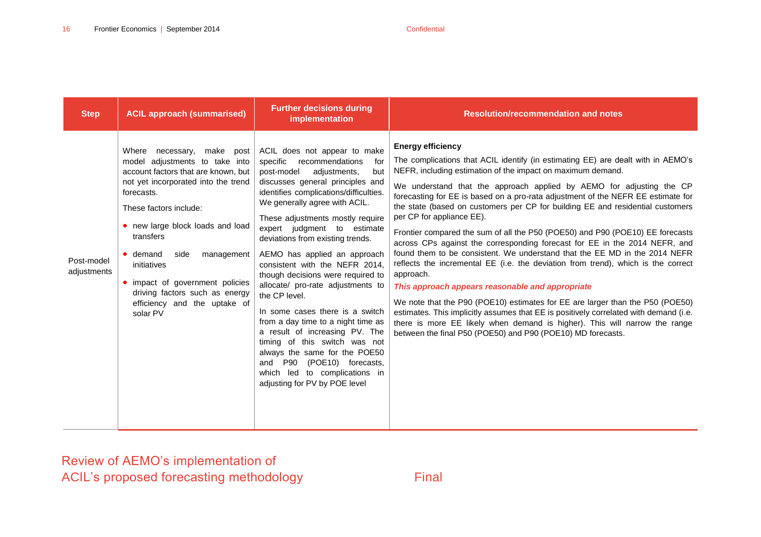| Step | ACIL approach (summarised) | Further decisions during implementation | Resolution/recommendation and notes |
|---|---|---|---|
| Post-model adjustments | Where necessary, make post model adjustments to take into account factors that are known, but not yet incorporated into the trend forecasts.<br><br>These factors include:<br><br>• new large block loads and load transfers<br><br>• demand side management initiatives<br><br>• impact of government policies driving factors such as energy efficiency and the uptake of solar PV | ACIL does not appear to make specific recommendations for post-model adjustments, but discusses general principles and identifies complications/difficulties. We generally agree with ACIL.<br><br>These adjustments mostly require expert judgment to estimate deviations from existing trends.<br><br>AEMO has applied an approach consistent with the NEFR 2014, though decisions were required to allocate/ pro-rate adjustments to the CP level.<br><br>In some cases there is a switch from a day time to a night time as a result of increasing PV. The timing of this switch was not always the same for the POE50 and P90 (POE10) forecasts, which led to complications in adjusting for PV by POE level | **Energy efficiency**<br><br>The complications that ACIL identify (in estimating EE) are dealt with in AEMO's NEFR, including estimation of the impact on maximum demand.<br><br>We understand that the approach applied by AEMO for adjusting the CP forecasting for EE is based on a pro-rata adjustment of the NEFR EE estimate for the state (based on customers per CP for building EE and residential customers per CP for appliance EE).<br><br>Frontier compared the sum of all the P50 (POE50) and P90 (POE10) EE forecasts across CPs against the corresponding forecast for EE in the 2014 NEFR, and found them to be consistent. We understand that the EE MD in the 2014 NEFR reflects the incremental EE (i.e. the deviation from trend), which is the correct approach.<br><br>***This approach appears reasonable and appropriate***<br><br>We note that the P90 (POE10) estimates for EE are larger than the P50 (POE50) estimates. This implicitly assumes that EE is positively correlated with demand (i.e. there is more EE likely when demand is higher). This will narrow the range between the final P50 (POE50) and P90 (POE10) MD forecasts. |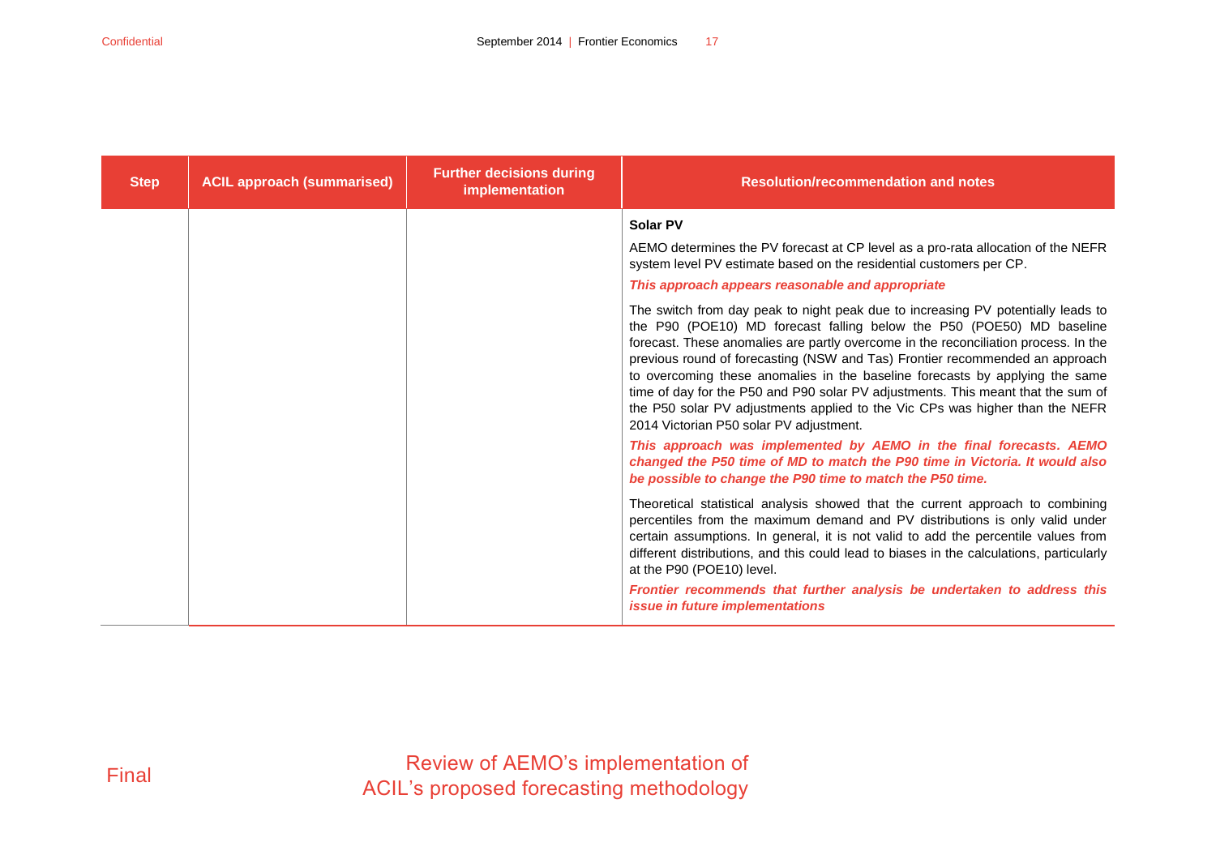| Step | ACIL approach (summarised) | Further decisions during implementation | Resolution/recommendation and notes |
|---|---|---|---|
| | | | **Solar PV**<br><br>AEMO determines the PV forecast at CP level as a pro-rata allocation of the NEFR system level PV estimate based on the residential customers per CP.<br><br>***This approach appears reasonable and appropriate***<br><br>The switch from day peak to night peak due to increasing PV potentially leads to the P90 (POE10) MD forecast falling below the P50 (POE50) MD baseline forecast. These anomalies are partly overcome in the reconciliation process. In the previous round of forecasting (NSW and Tas) Frontier recommended an approach to overcoming these anomalies in the baseline forecasts by applying the same time of day for the P50 and P90 solar PV adjustments. This meant that the sum of the P50 solar PV adjustments applied to the Vic CPs was higher than the NEFR 2014 Victorian P50 solar PV adjustment.<br><br>***This approach was implemented by AEMO in the final forecasts. AEMO changed the P50 time of MD to match the P90 time in Victoria. It would also be possible to change the P90 time to match the P50 time.***<br><br>Theoretical statistical analysis showed that the current approach to combining percentiles from the maximum demand and PV distributions is only valid under certain assumptions. In general, it is not valid to add the percentile values from different distributions, and this could lead to biases in the calculations, particularly at the P90 (POE10) level.<br><br>***Frontier recommends that further analysis be undertaken to address this issue in future implementations*** |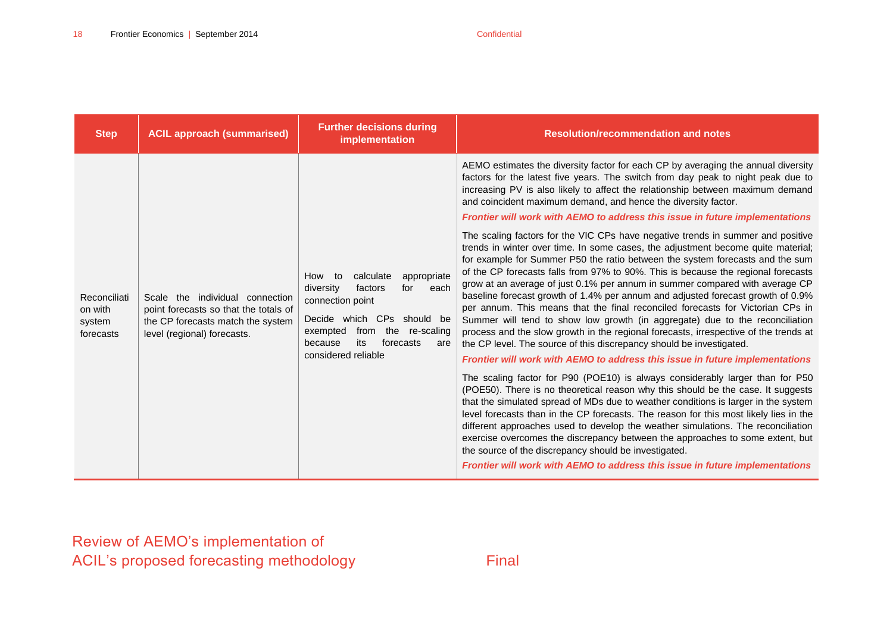| Step | ACIL approach (summarised) | Further decisions during implementation | Resolution/recommendation and notes |
|---|---|---|---|
| Reconciliation with system forecasts | Scale the individual connection point forecasts so that the totals of the CP forecasts match the system level (regional) forecasts. | How to calculate appropriate diversity factors for each connection point<br><br>Decide which CPs should be exempted from the re-scaling because its forecasts are considered reliable | AEMO estimates the diversity factor for each CP by averaging the annual diversity factors for the latest five years. The switch from day peak to night peak due to increasing PV is also likely to affect the relationship between maximum demand and coincident maximum demand, and hence the diversity factor.<br><br>***Frontier will work with AEMO to address this issue in future implementations***<br><br>The scaling factors for the VIC CPs have negative trends in summer and positive trends in winter over time. In some cases, the adjustment become quite material; for example for Summer P50 the ratio between the system forecasts and the sum of the CP forecasts falls from 97% to 90%. This is because the regional forecasts grow at an average of just 0.1% per annum in summer compared with average CP baseline forecast growth of 1.4% per annum and adjusted forecast growth of 0.9% per annum. This means that the final reconciled forecasts for Victorian CPs in Summer will tend to show low growth (in aggregate) due to the reconciliation process and the slow growth in the regional forecasts, irrespective of the trends at the CP level. The source of this discrepancy should be investigated.<br><br>***Frontier will work with AEMO to address this issue in future implementations***<br><br>The scaling factor for P90 (POE10) is always considerably larger than for P50 (POE50). There is no theoretical reason why this should be the case. It suggests that the simulated spread of MDs due to weather conditions is larger in the system level forecasts than in the CP forecasts. The reason for this most likely lies in the different approaches used to develop the weather simulations. The reconciliation exercise overcomes the discrepancy between the approaches to some extent, but the source of the discrepancy should be investigated.<br><br>***Frontier will work with AEMO to address this issue in future implementations*** |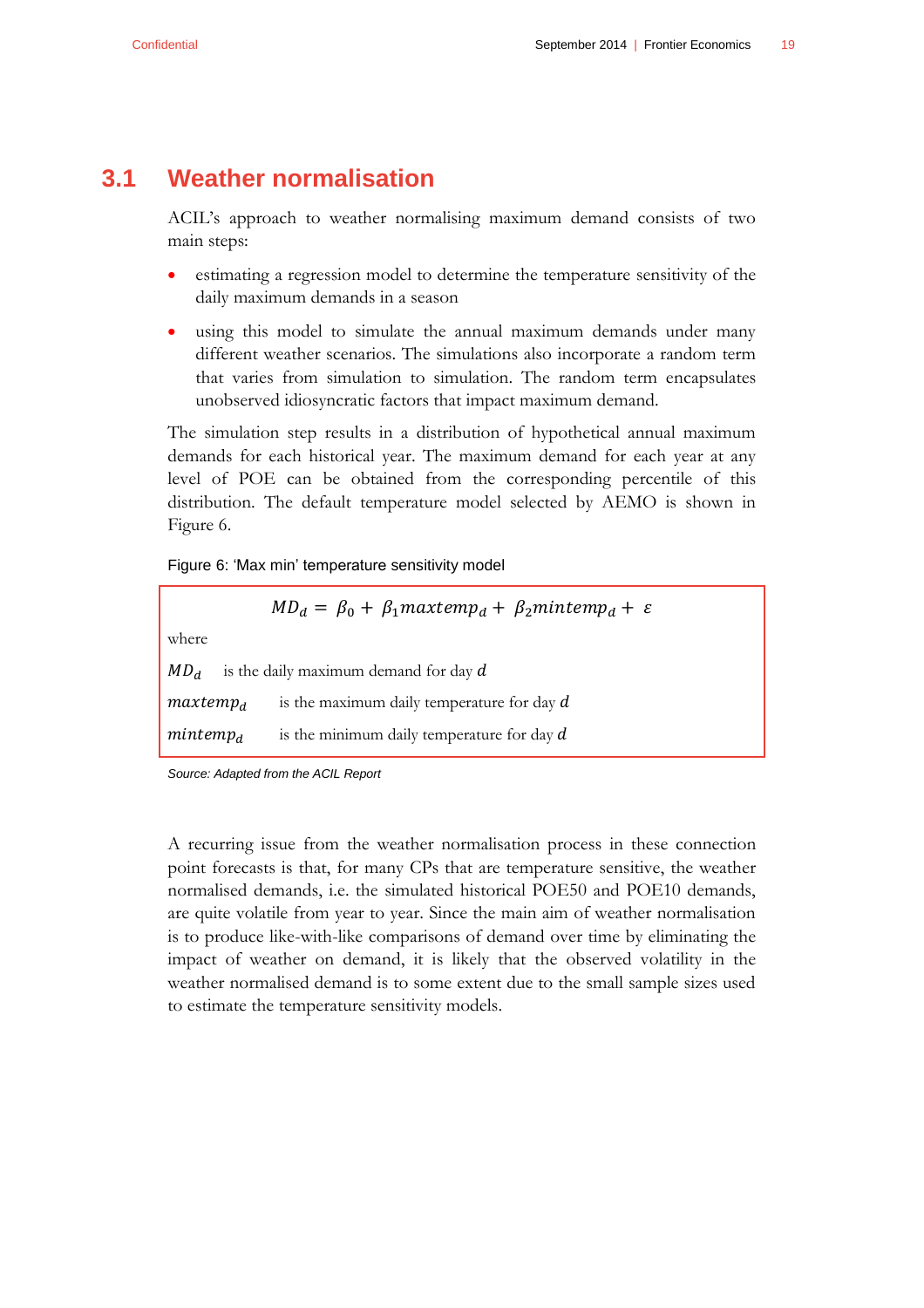## 3.1 Weather normalisation

ACIL's approach to weather normalising maximum demand consists of two main steps:

- estimating a regression model to determine the temperature sensitivity of the daily maximum demands in a season
- using this model to simulate the annual maximum demands under many different weather scenarios. The simulations also incorporate a random term that varies from simulation to simulation. The random term encapsulates unobserved idiosyncratic factors that impact maximum demand.

The simulation step results in a distribution of hypothetical annual maximum demands for each historical year. The maximum demand for each year at any level of POE can be obtained from the corresponding percentile of this distribution. The default temperature model selected by AEMO is shown in Figure 6.

Figure 6: 'Max min' temperature sensitivity model

$$MD_d = \beta_0 + \beta_1 maxtemp_d + \beta_2 mintemp_d + \varepsilon$$

where

$MD_d$ is the daily maximum demand for day $d$

$maxtemp_d$ is the maximum daily temperature for day $d$

$mintemp_d$ is the minimum daily temperature for day $d$

*Source: Adapted from the ACIL Report*

A recurring issue from the weather normalisation process in these connection point forecasts is that, for many CPs that are temperature sensitive, the weather normalised demands, i.e. the simulated historical POE50 and POE10 demands, are quite volatile from year to year. Since the main aim of weather normalisation is to produce like-with-like comparisons of demand over time by eliminating the impact of weather on demand, it is likely that the observed volatility in the weather normalised demand is to some extent due to the small sample sizes used to estimate the temperature sensitivity models.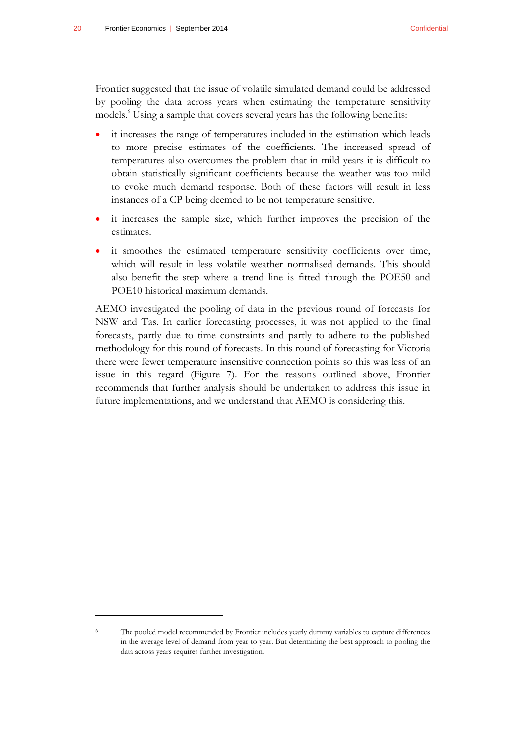Frontier suggested that the issue of volatile simulated demand could be addressed by pooling the data across years when estimating the temperature sensitivity models.[6] Using a sample that covers several years has the following benefits:

- it increases the range of temperatures included in the estimation which leads to more precise estimates of the coefficients. The increased spread of temperatures also overcomes the problem that in mild years it is difficult to obtain statistically significant coefficients because the weather was too mild to evoke much demand response. Both of these factors will result in less instances of a CP being deemed to be not temperature sensitive.
- it increases the sample size, which further improves the precision of the estimates.
- it smoothes the estimated temperature sensitivity coefficients over time, which will result in less volatile weather normalised demands. This should also benefit the step where a trend line is fitted through the POE50 and POE10 historical maximum demands.

AEMO investigated the pooling of data in the previous round of forecasts for NSW and Tas. In earlier forecasting processes, it was not applied to the final forecasts, partly due to time constraints and partly to adhere to the published methodology for this round of forecasts. In this round of forecasting for Victoria there were fewer temperature insensitive connection points so this was less of an issue in this regard (Figure 7). For the reasons outlined above, Frontier recommends that further analysis should be undertaken to address this issue in future implementations, and we understand that AEMO is considering this.

---

[6] The pooled model recommended by Frontier includes yearly dummy variables to capture differences in the average level of demand from year to year. But determining the best approach to pooling the data across years requires further investigation.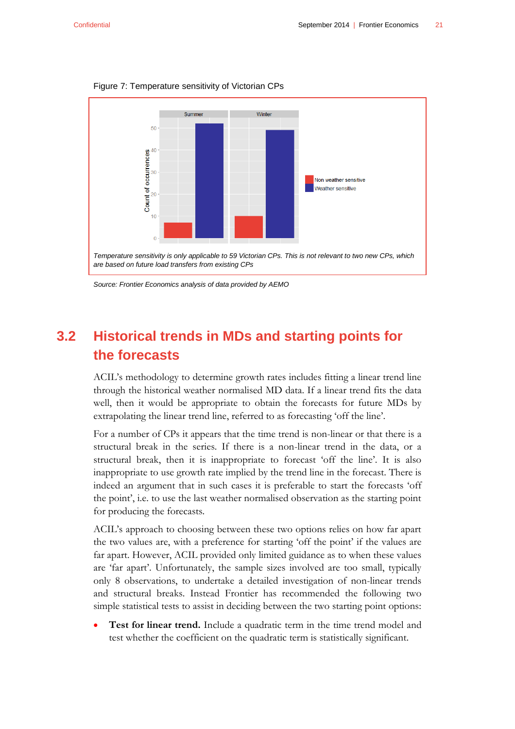Figure 7: Temperature sensitivity of Victorian CPs

*Temperature sensitivity is only applicable to 59 Victorian CPs. This is not relevant to two new CPs, which are based on future load transfers from existing CPs*

*Source: Frontier Economics analysis of data provided by AEMO*

## 3.2 Historical trends in MDs and starting points for the forecasts

ACIL's methodology to determine growth rates includes fitting a linear trend line through the historical weather normalised MD data. If a linear trend fits the data well, then it would be appropriate to obtain the forecasts for future MDs by extrapolating the linear trend line, referred to as forecasting 'off the line'.

For a number of CPs it appears that the time trend is non-linear or that there is a structural break in the series. If there is a non-linear trend in the data, or a structural break, then it is inappropriate to forecast 'off the line'. It is also inappropriate to use growth rate implied by the trend line in the forecast. There is indeed an argument that in such cases it is preferable to start the forecasts 'off the point', i.e. to use the last weather normalised observation as the starting point for producing the forecasts.

ACIL's approach to choosing between these two options relies on how far apart the two values are, with a preference for starting 'off the point' if the values are far apart. However, ACIL provided only limited guidance as to when these values are 'far apart'. Unfortunately, the sample sizes involved are too small, typically only 8 observations, to undertake a detailed investigation of non-linear trends and structural breaks. Instead Frontier has recommended the following two simple statistical tests to assist in deciding between the two starting point options:

- **Test for linear trend.** Include a quadratic term in the time trend model and test whether the coefficient on the quadratic term is statistically significant.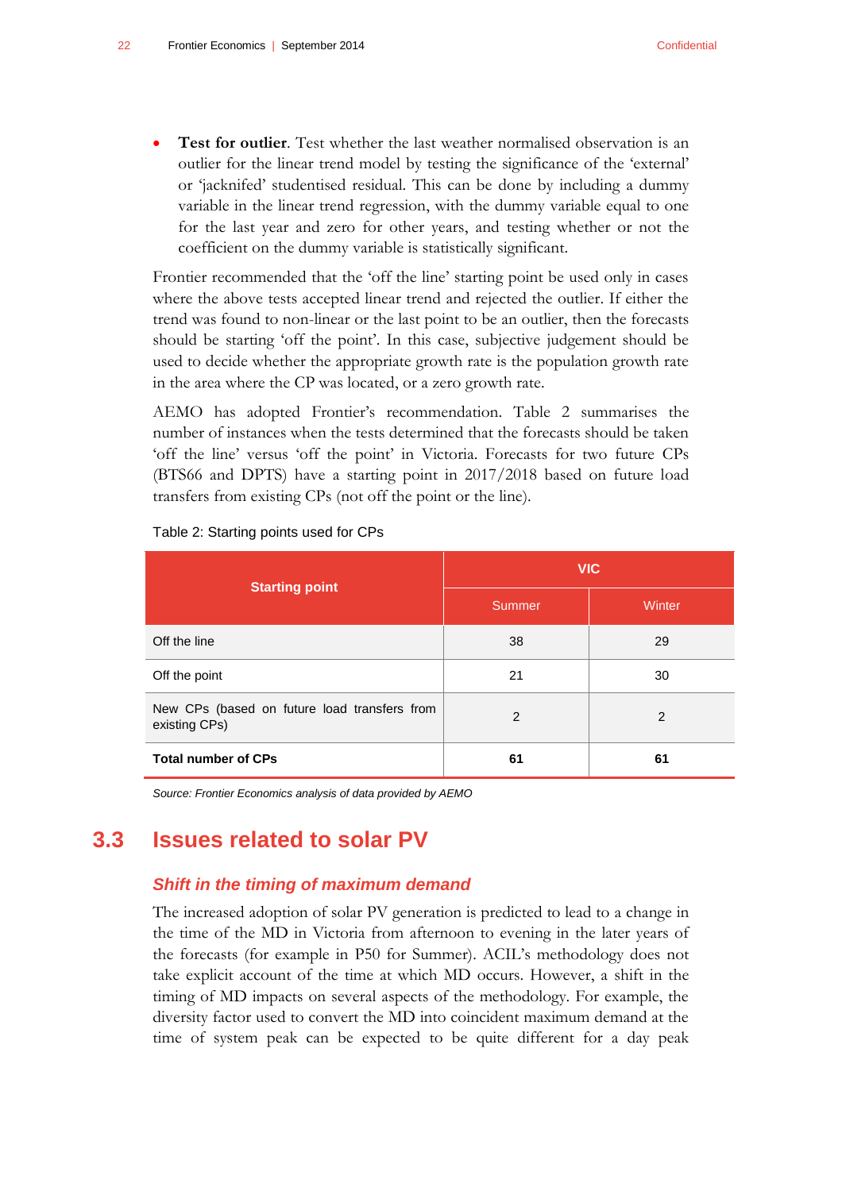- **Test for outlier**. Test whether the last weather normalised observation is an outlier for the linear trend model by testing the significance of the 'external' or 'jacknifed' studentised residual. This can be done by including a dummy variable in the linear trend regression, with the dummy variable equal to one for the last year and zero for other years, and testing whether or not the coefficient on the dummy variable is statistically significant.

Frontier recommended that the 'off the line' starting point be used only in cases where the above tests accepted linear trend and rejected the outlier. If either the trend was found to non-linear or the last point to be an outlier, then the forecasts should be starting 'off the point'. In this case, subjective judgement should be used to decide whether the appropriate growth rate is the population growth rate in the area where the CP was located, or a zero growth rate.

AEMO has adopted Frontier's recommendation. Table 2 summarises the number of instances when the tests determined that the forecasts should be taken 'off the line' versus 'off the point' in Victoria. Forecasts for two future CPs (BTS66 and DPTS) have a starting point in 2017/2018 based on future load transfers from existing CPs (not off the point or the line).

Table 2: Starting points used for CPs

| Starting point | VIC | |
|---|---|---|
| | Summer | Winter |
| Off the line | 38 | 29 |
| Off the point | 21 | 30 |
| New CPs (based on future load transfers from existing CPs) | 2 | 2 |
| **Total number of CPs** | **61** | **61** |

*Source: Frontier Economics analysis of data provided by AEMO*

## 3.3 Issues related to solar PV

### *Shift in the timing of maximum demand*

The increased adoption of solar PV generation is predicted to lead to a change in the time of the MD in Victoria from afternoon to evening in the later years of the forecasts (for example in P50 for Summer). ACIL's methodology does not take explicit account of the time at which MD occurs. However, a shift in the timing of MD impacts on several aspects of the methodology. For example, the diversity factor used to convert the MD into coincident maximum demand at the time of system peak can be expected to be quite different for a day peak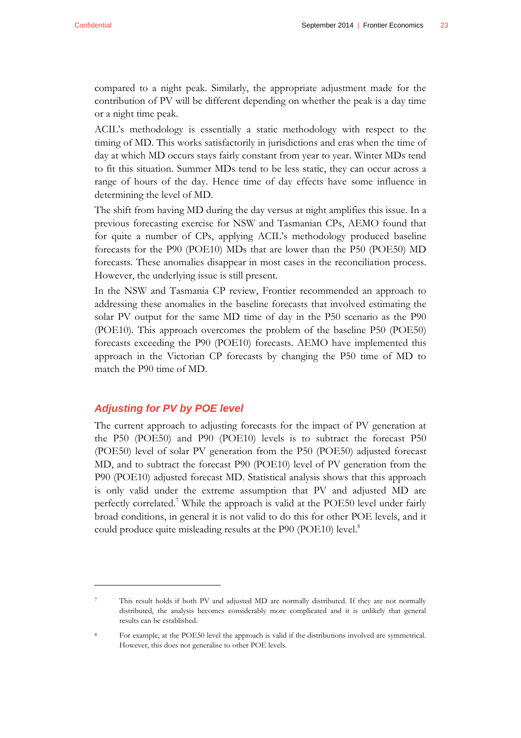compared to a night peak. Similarly, the appropriate adjustment made for the contribution of PV will be different depending on whether the peak is a day time or a night time peak.

ACIL's methodology is essentially a static methodology with respect to the timing of MD. This works satisfactorily in jurisdictions and eras when the time of day at which MD occurs stays fairly constant from year to year. Winter MDs tend to fit this situation. Summer MDs tend to be less static, they can occur across a range of hours of the day. Hence time of day effects have some influence in determining the level of MD.

The shift from having MD during the day versus at night amplifies this issue. In a previous forecasting exercise for NSW and Tasmanian CPs, AEMO found that for quite a number of CPs, applying ACIL's methodology produced baseline forecasts for the P90 (POE10) MDs that are lower than the P50 (POE50) MD forecasts. These anomalies disappear in most cases in the reconciliation process. However, the underlying issue is still present.

In the NSW and Tasmania CP review, Frontier recommended an approach to addressing these anomalies in the baseline forecasts that involved estimating the solar PV output for the same MD time of day in the P50 scenario as the P90 (POE10). This approach overcomes the problem of the baseline P50 (POE50) forecasts exceeding the P90 (POE10) forecasts. AEMO have implemented this approach in the Victorian CP forecasts by changing the P50 time of MD to match the P90 time of MD.

### *Adjusting for PV by POE level*

The current approach to adjusting forecasts for the impact of PV generation at the P50 (POE50) and P90 (POE10) levels is to subtract the forecast P50 (POE50) level of solar PV generation from the P50 (POE50) adjusted forecast MD, and to subtract the forecast P90 (POE10) level of PV generation from the P90 (POE10) adjusted forecast MD. Statistical analysis shows that this approach is only valid under the extreme assumption that PV and adjusted MD are perfectly correlated.[7] While the approach is valid at the POE50 level under fairly broad conditions, in general it is not valid to do this for other POE levels, and it could produce quite misleading results at the P90 (POE10) level.[8]

---

[7] This result holds if both PV and adjusted MD are normally distributed. If they are not normally distributed, the analysis becomes considerably more complicated and it is unlikely that general results can be established.

[8] For example, at the POE50 level the approach is valid if the distributions involved are symmetrical. However, this does not generalise to other POE levels.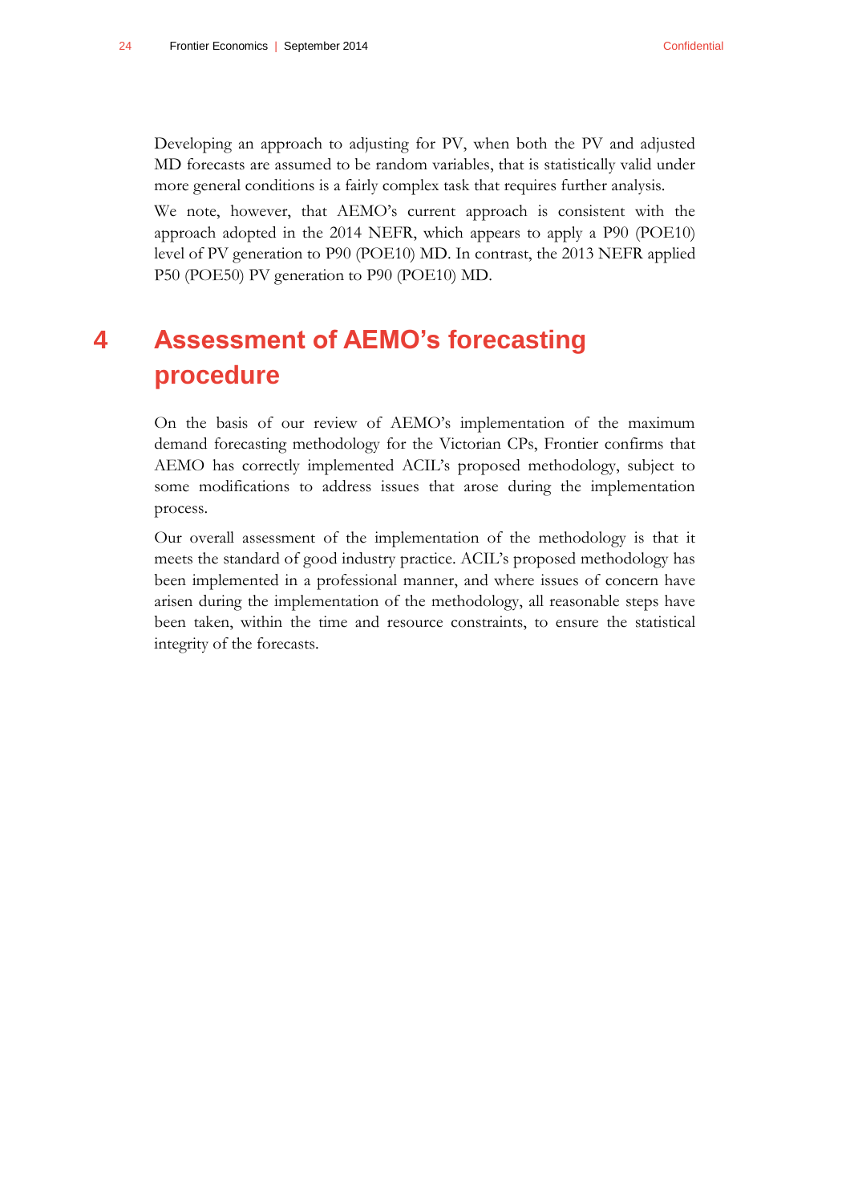Developing an approach to adjusting for PV, when both the PV and adjusted MD forecasts are assumed to be random variables, that is statistically valid under more general conditions is a fairly complex task that requires further analysis.

We note, however, that AEMO's current approach is consistent with the approach adopted in the 2014 NEFR, which appears to apply a P90 (POE10) level of PV generation to P90 (POE10) MD. In contrast, the 2013 NEFR applied P50 (POE50) PV generation to P90 (POE10) MD.

# 4 Assessment of AEMO's forecasting procedure

On the basis of our review of AEMO's implementation of the maximum demand forecasting methodology for the Victorian CPs, Frontier confirms that AEMO has correctly implemented ACIL's proposed methodology, subject to some modifications to address issues that arose during the implementation process.

Our overall assessment of the implementation of the methodology is that it meets the standard of good industry practice. ACIL's proposed methodology has been implemented in a professional manner, and where issues of concern have arisen during the implementation of the methodology, all reasonable steps have been taken, within the time and resource constraints, to ensure the statistical integrity of the forecasts.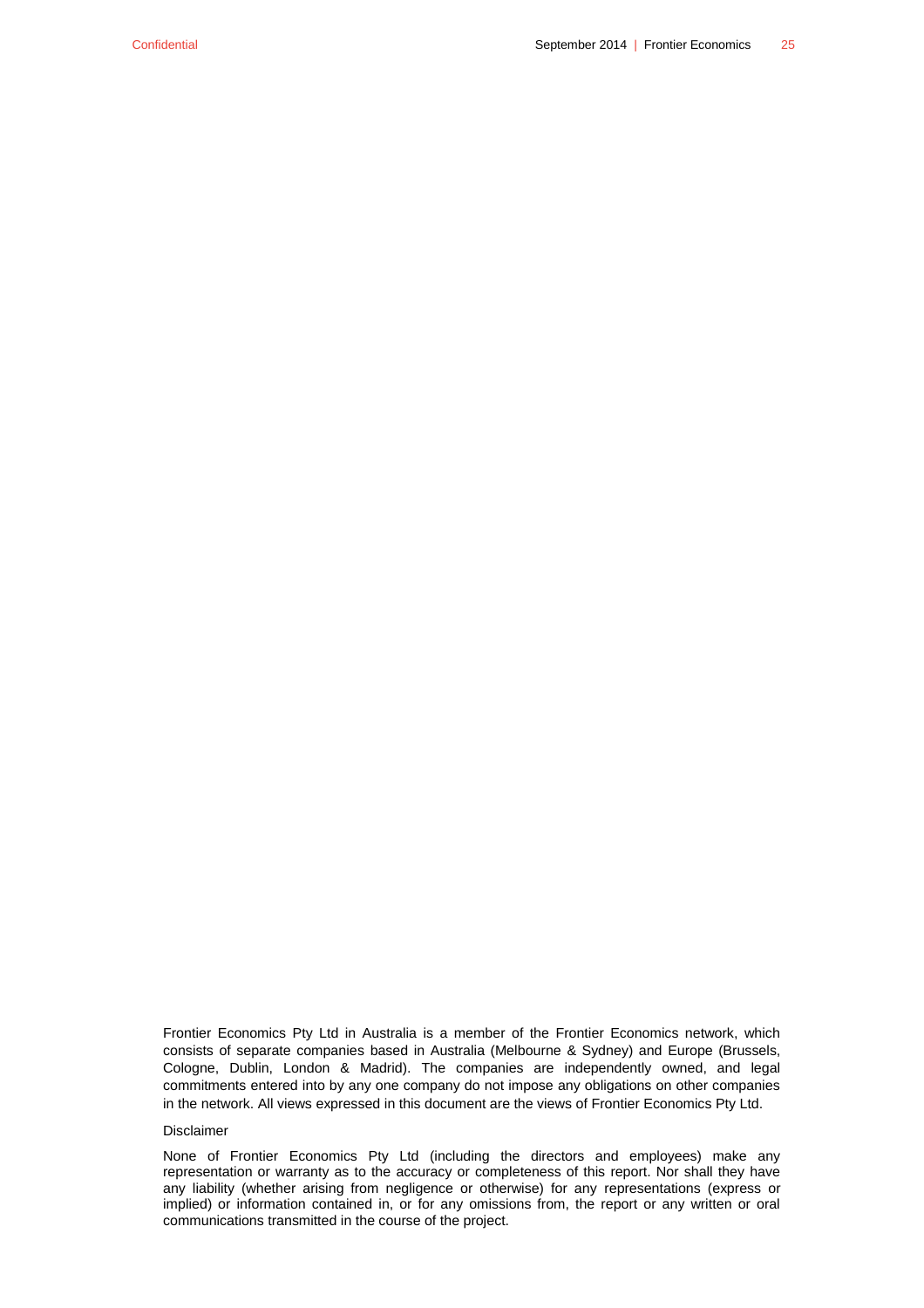Frontier Economics Pty Ltd in Australia is a member of the Frontier Economics network, which consists of separate companies based in Australia (Melbourne & Sydney) and Europe (Brussels, Cologne, Dublin, London & Madrid). The companies are independently owned, and legal commitments entered into by any one company do not impose any obligations on other companies in the network. All views expressed in this document are the views of Frontier Economics Pty Ltd.

Disclaimer

None of Frontier Economics Pty Ltd (including the directors and employees) make any representation or warranty as to the accuracy or completeness of this report. Nor shall they have any liability (whether arising from negligence or otherwise) for any representations (express or implied) or information contained in, or for any omissions from, the report or any written or oral communications transmitted in the course of the project.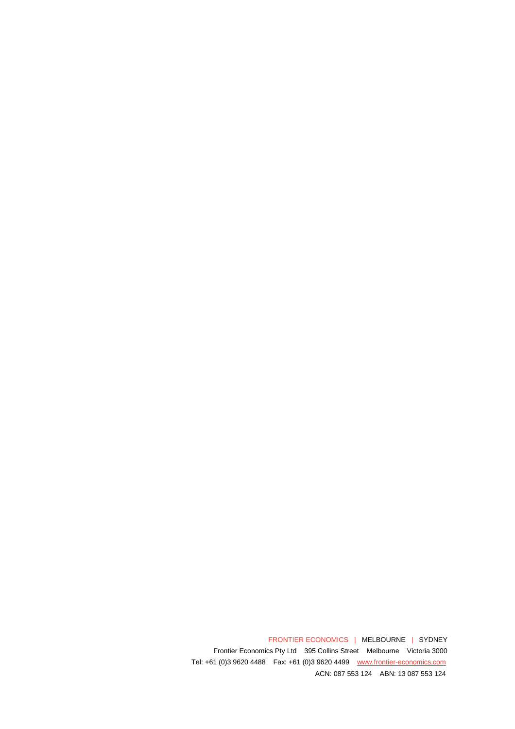FRONTIER ECONOMICS | MELBOURNE | SYDNEY

Frontier Economics Pty Ltd 395 Collins Street Melbourne Victoria 3000

Tel: +61 (0)3 9620 4488 Fax: +61 (0)3 9620 4499 www.frontier-economics.com

ACN: 087 553 124 ABN: 13 087 553 124